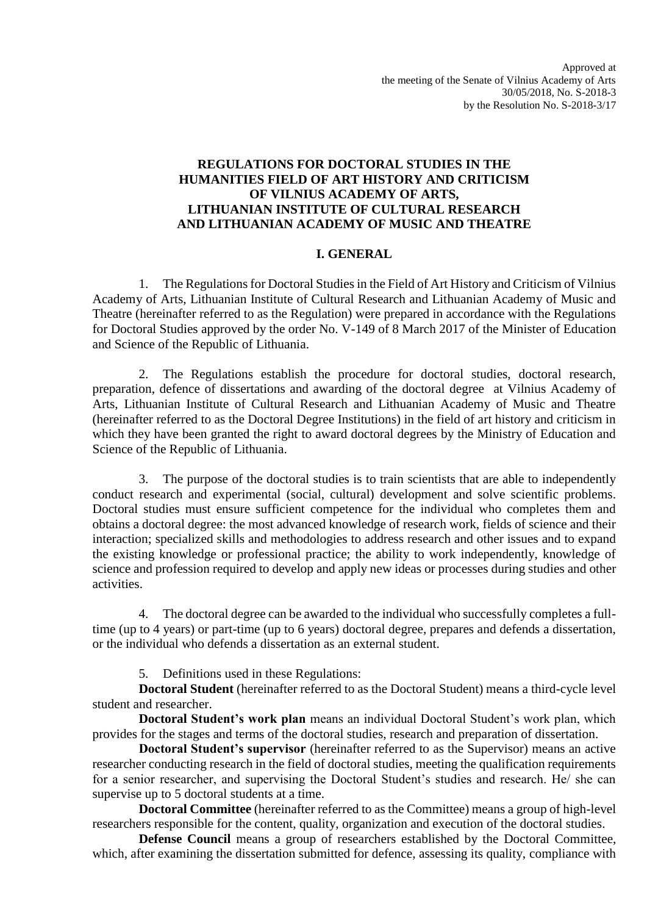Approved at
the meeting of the Senate of Vilnius Academy of Arts
30/05/2018, No. S-2018-3
by the Resolution No. S-2018-3/17

# REGULATIONS FOR DOCTORAL STUDIES IN THE HUMANITIES FIELD OF ART HISTORY AND CRITICISM OF VILNIUS ACADEMY OF ARTS, LITHUANIAN INSTITUTE OF CULTURAL RESEARCH AND LITHUANIAN ACADEMY OF MUSIC AND THEATRE

## I. GENERAL

1. The Regulations for Doctoral Studies in the Field of Art History and Criticism of Vilnius Academy of Arts, Lithuanian Institute of Cultural Research and Lithuanian Academy of Music and Theatre (hereinafter referred to as the Regulation) were prepared in accordance with the Regulations for Doctoral Studies approved by the order No. V-149 of 8 March 2017 of the Minister of Education and Science of the Republic of Lithuania.

2. The Regulations establish the procedure for doctoral studies, doctoral research, preparation, defence of dissertations and awarding of the doctoral degree at Vilnius Academy of Arts, Lithuanian Institute of Cultural Research and Lithuanian Academy of Music and Theatre (hereinafter referred to as the Doctoral Degree Institutions) in the field of art history and criticism in which they have been granted the right to award doctoral degrees by the Ministry of Education and Science of the Republic of Lithuania.

3. The purpose of the doctoral studies is to train scientists that are able to independently conduct research and experimental (social, cultural) development and solve scientific problems. Doctoral studies must ensure sufficient competence for the individual who completes them and obtains a doctoral degree: the most advanced knowledge of research work, fields of science and their interaction; specialized skills and methodologies to address research and other issues and to expand the existing knowledge or professional practice; the ability to work independently, knowledge of science and profession required to develop and apply new ideas or processes during studies and other activities.

4. The doctoral degree can be awarded to the individual who successfully completes a full-time (up to 4 years) or part-time (up to 6 years) doctoral degree, prepares and defends a dissertation, or the individual who defends a dissertation as an external student.

5. Definitions used in these Regulations:

**Doctoral Student** (hereinafter referred to as the Doctoral Student) means a third-cycle level student and researcher.

**Doctoral Student's work plan** means an individual Doctoral Student's work plan, which provides for the stages and terms of the doctoral studies, research and preparation of dissertation.

**Doctoral Student's supervisor** (hereinafter referred to as the Supervisor) means an active researcher conducting research in the field of doctoral studies, meeting the qualification requirements for a senior researcher, and supervising the Doctoral Student's studies and research. He/ she can supervise up to 5 doctoral students at a time.

**Doctoral Committee** (hereinafter referred to as the Committee) means a group of high-level researchers responsible for the content, quality, organization and execution of the doctoral studies.

**Defense Council** means a group of researchers established by the Doctoral Committee, which, after examining the dissertation submitted for defence, assessing its quality, compliance with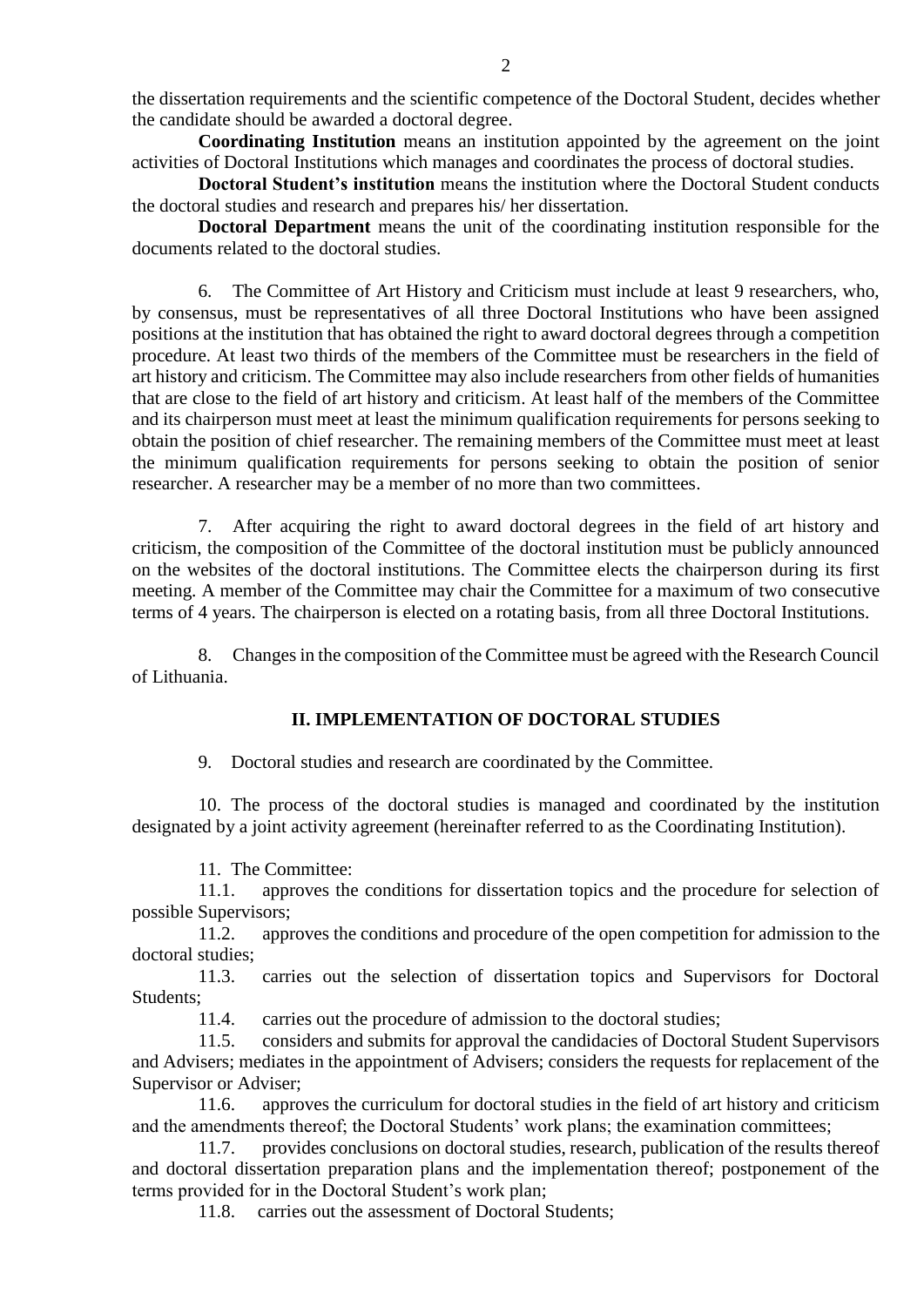the dissertation requirements and the scientific competence of the Doctoral Student, decides whether the candidate should be awarded a doctoral degree.

**Coordinating Institution** means an institution appointed by the agreement on the joint activities of Doctoral Institutions which manages and coordinates the process of doctoral studies.

**Doctoral Student's institution** means the institution where the Doctoral Student conducts the doctoral studies and research and prepares his/ her dissertation.

**Doctoral Department** means the unit of the coordinating institution responsible for the documents related to the doctoral studies.

6. The Committee of Art History and Criticism must include at least 9 researchers, who, by consensus, must be representatives of all three Doctoral Institutions who have been assigned positions at the institution that has obtained the right to award doctoral degrees through a competition procedure. At least two thirds of the members of the Committee must be researchers in the field of art history and criticism. The Committee may also include researchers from other fields of humanities that are close to the field of art history and criticism. At least half of the members of the Committee and its chairperson must meet at least the minimum qualification requirements for persons seeking to obtain the position of chief researcher. The remaining members of the Committee must meet at least the minimum qualification requirements for persons seeking to obtain the position of senior researcher. A researcher may be a member of no more than two committees.

7. After acquiring the right to award doctoral degrees in the field of art history and criticism, the composition of the Committee of the doctoral institution must be publicly announced on the websites of the doctoral institutions. The Committee elects the chairperson during its first meeting. A member of the Committee may chair the Committee for a maximum of two consecutive terms of 4 years. The chairperson is elected on a rotating basis, from all three Doctoral Institutions.

8. Changes in the composition of the Committee must be agreed with the Research Council of Lithuania.

## II. IMPLEMENTATION OF DOCTORAL STUDIES

9. Doctoral studies and research are coordinated by the Committee.

10. The process of the doctoral studies is managed and coordinated by the institution designated by a joint activity agreement (hereinafter referred to as the Coordinating Institution).

11. The Committee:

11.1. approves the conditions for dissertation topics and the procedure for selection of possible Supervisors;

11.2. approves the conditions and procedure of the open competition for admission to the doctoral studies;

11.3. carries out the selection of dissertation topics and Supervisors for Doctoral Students;

11.4. carries out the procedure of admission to the doctoral studies;

11.5. considers and submits for approval the candidacies of Doctoral Student Supervisors and Advisers; mediates in the appointment of Advisers; considers the requests for replacement of the Supervisor or Adviser;

11.6. approves the curriculum for doctoral studies in the field of art history and criticism and the amendments thereof; the Doctoral Students' work plans; the examination committees;

11.7. provides conclusions on doctoral studies, research, publication of the results thereof and doctoral dissertation preparation plans and the implementation thereof; postponement of the terms provided for in the Doctoral Student's work plan;

11.8. carries out the assessment of Doctoral Students;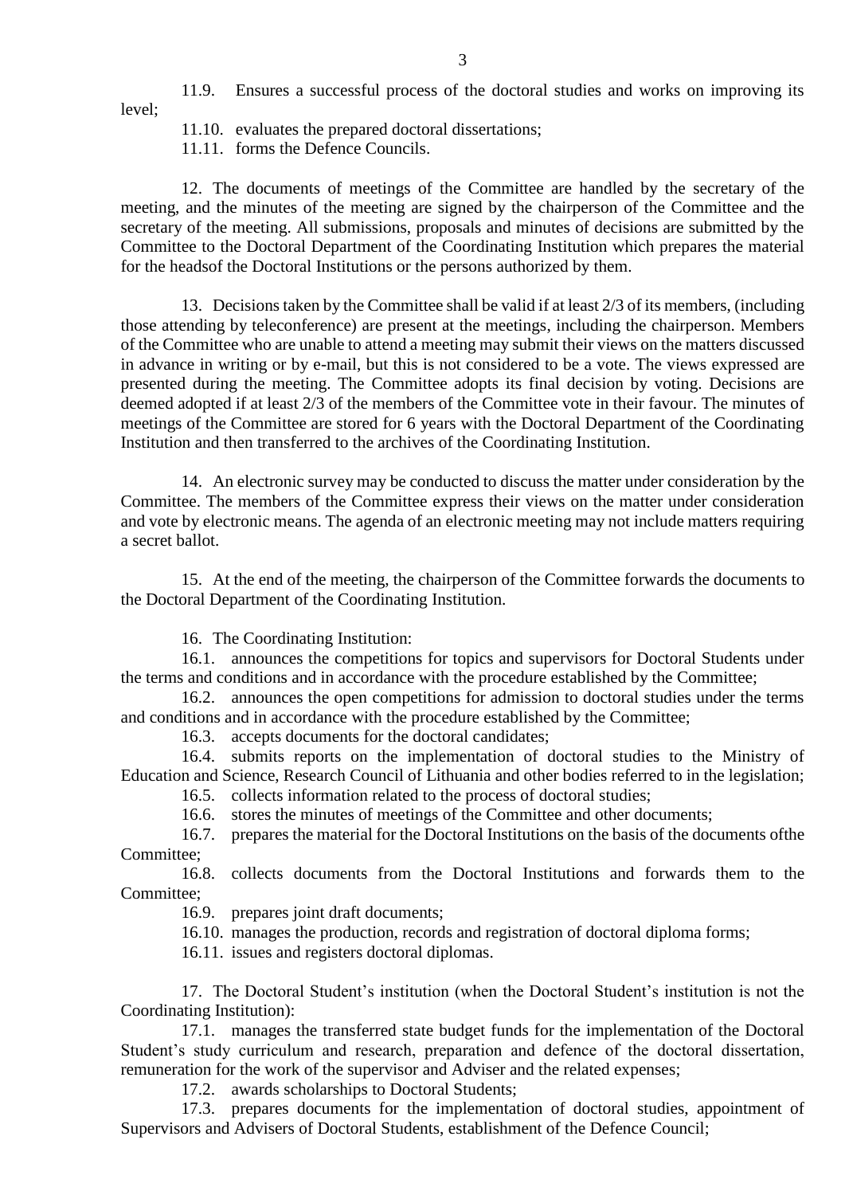11.9. Ensures a successful process of the doctoral studies and works on improving its level;

11.10. evaluates the prepared doctoral dissertations;

11.11. forms the Defence Councils.

12. The documents of meetings of the Committee are handled by the secretary of the meeting, and the minutes of the meeting are signed by the chairperson of the Committee and the secretary of the meeting. All submissions, proposals and minutes of decisions are submitted by the Committee to the Doctoral Department of the Coordinating Institution which prepares the material for the headsof the Doctoral Institutions or the persons authorized by them.

13. Decisions taken by the Committee shall be valid if at least 2/3 of its members, (including those attending by teleconference) are present at the meetings, including the chairperson. Members of the Committee who are unable to attend a meeting may submit their views on the matters discussed in advance in writing or by e-mail, but this is not considered to be a vote. The views expressed are presented during the meeting. The Committee adopts its final decision by voting. Decisions are deemed adopted if at least 2/3 of the members of the Committee vote in their favour. The minutes of meetings of the Committee are stored for 6 years with the Doctoral Department of the Coordinating Institution and then transferred to the archives of the Coordinating Institution.

14. An electronic survey may be conducted to discuss the matter under consideration by the Committee. The members of the Committee express their views on the matter under consideration and vote by electronic means. The agenda of an electronic meeting may not include matters requiring a secret ballot.

15. At the end of the meeting, the chairperson of the Committee forwards the documents to the Doctoral Department of the Coordinating Institution.

16. The Coordinating Institution:

16.1. announces the competitions for topics and supervisors for Doctoral Students under the terms and conditions and in accordance with the procedure established by the Committee;

16.2. announces the open competitions for admission to doctoral studies under the terms and conditions and in accordance with the procedure established by the Committee;

16.3. accepts documents for the doctoral candidates;

16.4. submits reports on the implementation of doctoral studies to the Ministry of Education and Science, Research Council of Lithuania and other bodies referred to in the legislation;

16.5. collects information related to the process of doctoral studies;

16.6. stores the minutes of meetings of the Committee and other documents;

16.7. prepares the material for the Doctoral Institutions on the basis of the documents ofthe Committee;

16.8. collects documents from the Doctoral Institutions and forwards them to the Committee;

16.9. prepares joint draft documents;

16.10. manages the production, records and registration of doctoral diploma forms;

16.11. issues and registers doctoral diplomas.

17. The Doctoral Student's institution (when the Doctoral Student's institution is not the Coordinating Institution):

17.1. manages the transferred state budget funds for the implementation of the Doctoral Student's study curriculum and research, preparation and defence of the doctoral dissertation, remuneration for the work of the supervisor and Adviser and the related expenses;

17.2. awards scholarships to Doctoral Students;

17.3. prepares documents for the implementation of doctoral studies, appointment of Supervisors and Advisers of Doctoral Students, establishment of the Defence Council;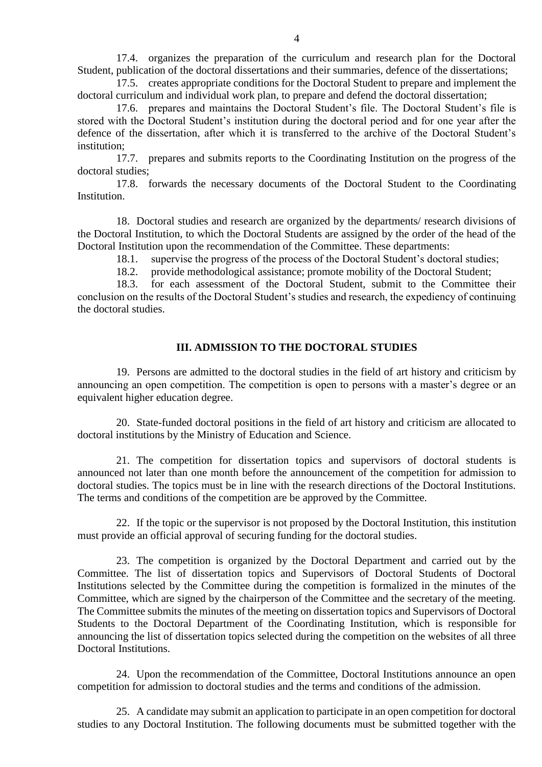17.4. organizes the preparation of the curriculum and research plan for the Doctoral Student, publication of the doctoral dissertations and their summaries, defence of the dissertations;

17.5. creates appropriate conditions for the Doctoral Student to prepare and implement the doctoral curriculum and individual work plan, to prepare and defend the doctoral dissertation;

17.6. prepares and maintains the Doctoral Student's file. The Doctoral Student's file is stored with the Doctoral Student's institution during the doctoral period and for one year after the defence of the dissertation, after which it is transferred to the archive of the Doctoral Student's institution;

17.7. prepares and submits reports to the Coordinating Institution on the progress of the doctoral studies;

17.8. forwards the necessary documents of the Doctoral Student to the Coordinating Institution.

18. Doctoral studies and research are organized by the departments/ research divisions of the Doctoral Institution, to which the Doctoral Students are assigned by the order of the head of the Doctoral Institution upon the recommendation of the Committee. These departments:

18.1. supervise the progress of the process of the Doctoral Student's doctoral studies;

18.2. provide methodological assistance; promote mobility of the Doctoral Student;

18.3. for each assessment of the Doctoral Student, submit to the Committee their conclusion on the results of the Doctoral Student's studies and research, the expediency of continuing the doctoral studies.

## III. ADMISSION TO THE DOCTORAL STUDIES

19. Persons are admitted to the doctoral studies in the field of art history and criticism by announcing an open competition. The competition is open to persons with a master's degree or an equivalent higher education degree.

20. State-funded doctoral positions in the field of art history and criticism are allocated to doctoral institutions by the Ministry of Education and Science.

21. The competition for dissertation topics and supervisors of doctoral students is announced not later than one month before the announcement of the competition for admission to doctoral studies. The topics must be in line with the research directions of the Doctoral Institutions. The terms and conditions of the competition are be approved by the Committee.

22. If the topic or the supervisor is not proposed by the Doctoral Institution, this institution must provide an official approval of securing funding for the doctoral studies.

23. The competition is organized by the Doctoral Department and carried out by the Committee. The list of dissertation topics and Supervisors of Doctoral Students of Doctoral Institutions selected by the Committee during the competition is formalized in the minutes of the Committee, which are signed by the chairperson of the Committee and the secretary of the meeting. The Committee submits the minutes of the meeting on dissertation topics and Supervisors of Doctoral Students to the Doctoral Department of the Coordinating Institution, which is responsible for announcing the list of dissertation topics selected during the competition on the websites of all three Doctoral Institutions.

24. Upon the recommendation of the Committee, Doctoral Institutions announce an open competition for admission to doctoral studies and the terms and conditions of the admission.

25. A candidate may submit an application to participate in an open competition for doctoral studies to any Doctoral Institution. The following documents must be submitted together with the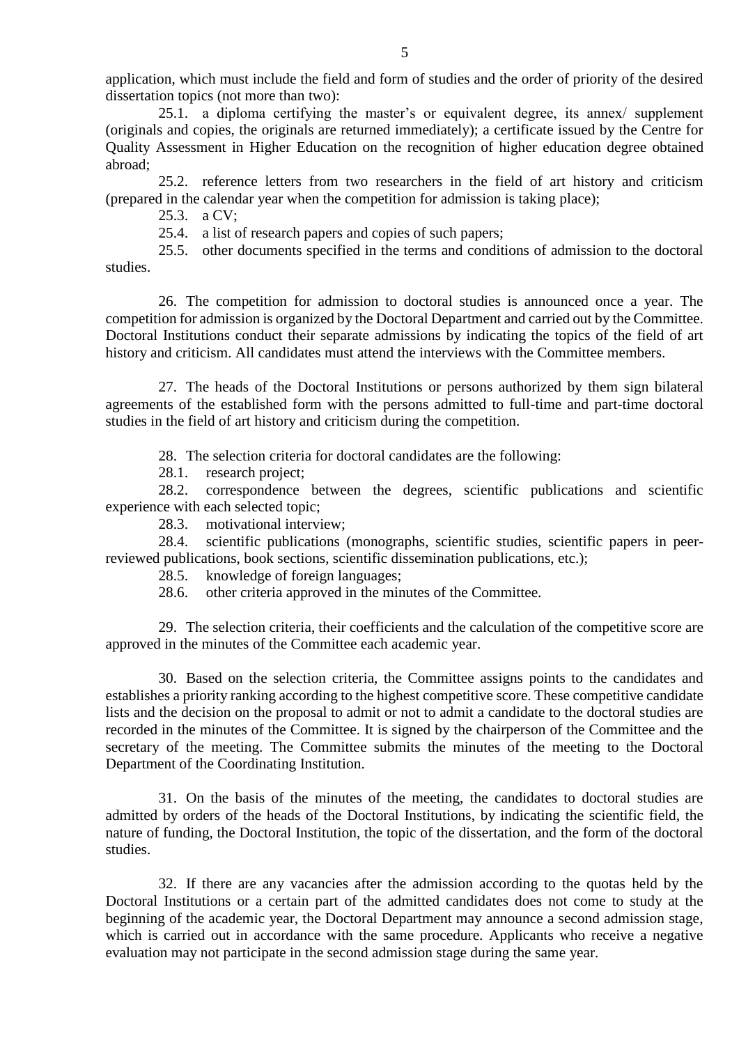application, which must include the field and form of studies and the order of priority of the desired dissertation topics (not more than two):

25.1. a diploma certifying the master's or equivalent degree, its annex/ supplement (originals and copies, the originals are returned immediately); a certificate issued by the Centre for Quality Assessment in Higher Education on the recognition of higher education degree obtained abroad;

25.2. reference letters from two researchers in the field of art history and criticism (prepared in the calendar year when the competition for admission is taking place);

25.3. a CV;

25.4. a list of research papers and copies of such papers;

25.5. other documents specified in the terms and conditions of admission to the doctoral studies.

26. The competition for admission to doctoral studies is announced once a year. The competition for admission is organized by the Doctoral Department and carried out by the Committee. Doctoral Institutions conduct their separate admissions by indicating the topics of the field of art history and criticism. All candidates must attend the interviews with the Committee members.

27. The heads of the Doctoral Institutions or persons authorized by them sign bilateral agreements of the established form with the persons admitted to full-time and part-time doctoral studies in the field of art history and criticism during the competition.

28. The selection criteria for doctoral candidates are the following:

28.1. research project;

28.2. correspondence between the degrees, scientific publications and scientific experience with each selected topic;

28.3. motivational interview;

28.4. scientific publications (monographs, scientific studies, scientific papers in peer-reviewed publications, book sections, scientific dissemination publications, etc.);

28.5. knowledge of foreign languages;

28.6. other criteria approved in the minutes of the Committee.

29. The selection criteria, their coefficients and the calculation of the competitive score are approved in the minutes of the Committee each academic year.

30. Based on the selection criteria, the Committee assigns points to the candidates and establishes a priority ranking according to the highest competitive score. These competitive candidate lists and the decision on the proposal to admit or not to admit a candidate to the doctoral studies are recorded in the minutes of the Committee. It is signed by the chairperson of the Committee and the secretary of the meeting. The Committee submits the minutes of the meeting to the Doctoral Department of the Coordinating Institution.

31. On the basis of the minutes of the meeting, the candidates to doctoral studies are admitted by orders of the heads of the Doctoral Institutions, by indicating the scientific field, the nature of funding, the Doctoral Institution, the topic of the dissertation, and the form of the doctoral studies.

32. If there are any vacancies after the admission according to the quotas held by the Doctoral Institutions or a certain part of the admitted candidates does not come to study at the beginning of the academic year, the Doctoral Department may announce a second admission stage, which is carried out in accordance with the same procedure. Applicants who receive a negative evaluation may not participate in the second admission stage during the same year.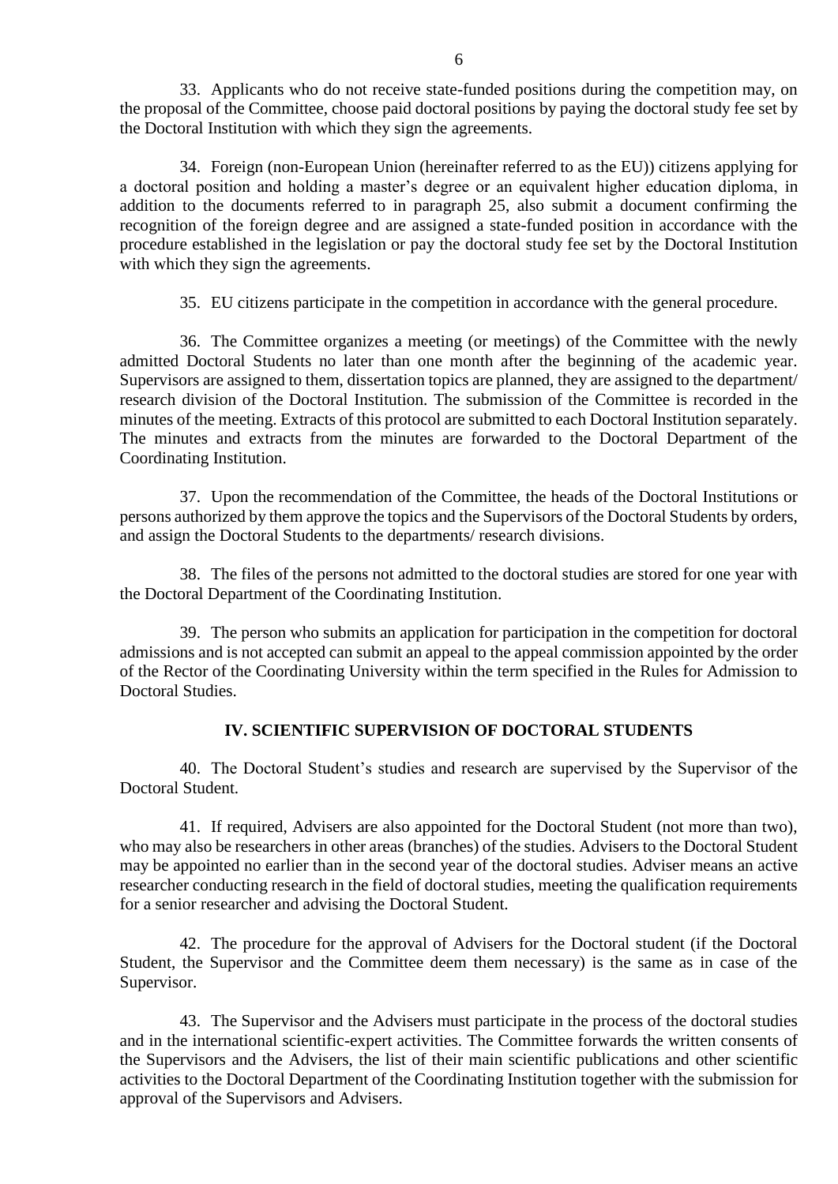33. Applicants who do not receive state-funded positions during the competition may, on the proposal of the Committee, choose paid doctoral positions by paying the doctoral study fee set by the Doctoral Institution with which they sign the agreements.

34. Foreign (non-European Union (hereinafter referred to as the EU)) citizens applying for a doctoral position and holding a master's degree or an equivalent higher education diploma, in addition to the documents referred to in paragraph 25, also submit a document confirming the recognition of the foreign degree and are assigned a state-funded position in accordance with the procedure established in the legislation or pay the doctoral study fee set by the Doctoral Institution with which they sign the agreements.

35. EU citizens participate in the competition in accordance with the general procedure.

36. The Committee organizes a meeting (or meetings) of the Committee with the newly admitted Doctoral Students no later than one month after the beginning of the academic year. Supervisors are assigned to them, dissertation topics are planned, they are assigned to the department/ research division of the Doctoral Institution. The submission of the Committee is recorded in the minutes of the meeting. Extracts of this protocol are submitted to each Doctoral Institution separately. The minutes and extracts from the minutes are forwarded to the Doctoral Department of the Coordinating Institution.

37. Upon the recommendation of the Committee, the heads of the Doctoral Institutions or persons authorized by them approve the topics and the Supervisors of the Doctoral Students by orders, and assign the Doctoral Students to the departments/ research divisions.

38. The files of the persons not admitted to the doctoral studies are stored for one year with the Doctoral Department of the Coordinating Institution.

39. The person who submits an application for participation in the competition for doctoral admissions and is not accepted can submit an appeal to the appeal commission appointed by the order of the Rector of the Coordinating University within the term specified in the Rules for Admission to Doctoral Studies.

## IV. SCIENTIFIC SUPERVISION OF DOCTORAL STUDENTS

40. The Doctoral Student's studies and research are supervised by the Supervisor of the Doctoral Student.

41. If required, Advisers are also appointed for the Doctoral Student (not more than two), who may also be researchers in other areas (branches) of the studies. Advisers to the Doctoral Student may be appointed no earlier than in the second year of the doctoral studies. Adviser means an active researcher conducting research in the field of doctoral studies, meeting the qualification requirements for a senior researcher and advising the Doctoral Student.

42. The procedure for the approval of Advisers for the Doctoral student (if the Doctoral Student, the Supervisor and the Committee deem them necessary) is the same as in case of the Supervisor.

43. The Supervisor and the Advisers must participate in the process of the doctoral studies and in the international scientific-expert activities. The Committee forwards the written consents of the Supervisors and the Advisers, the list of their main scientific publications and other scientific activities to the Doctoral Department of the Coordinating Institution together with the submission for approval of the Supervisors and Advisers.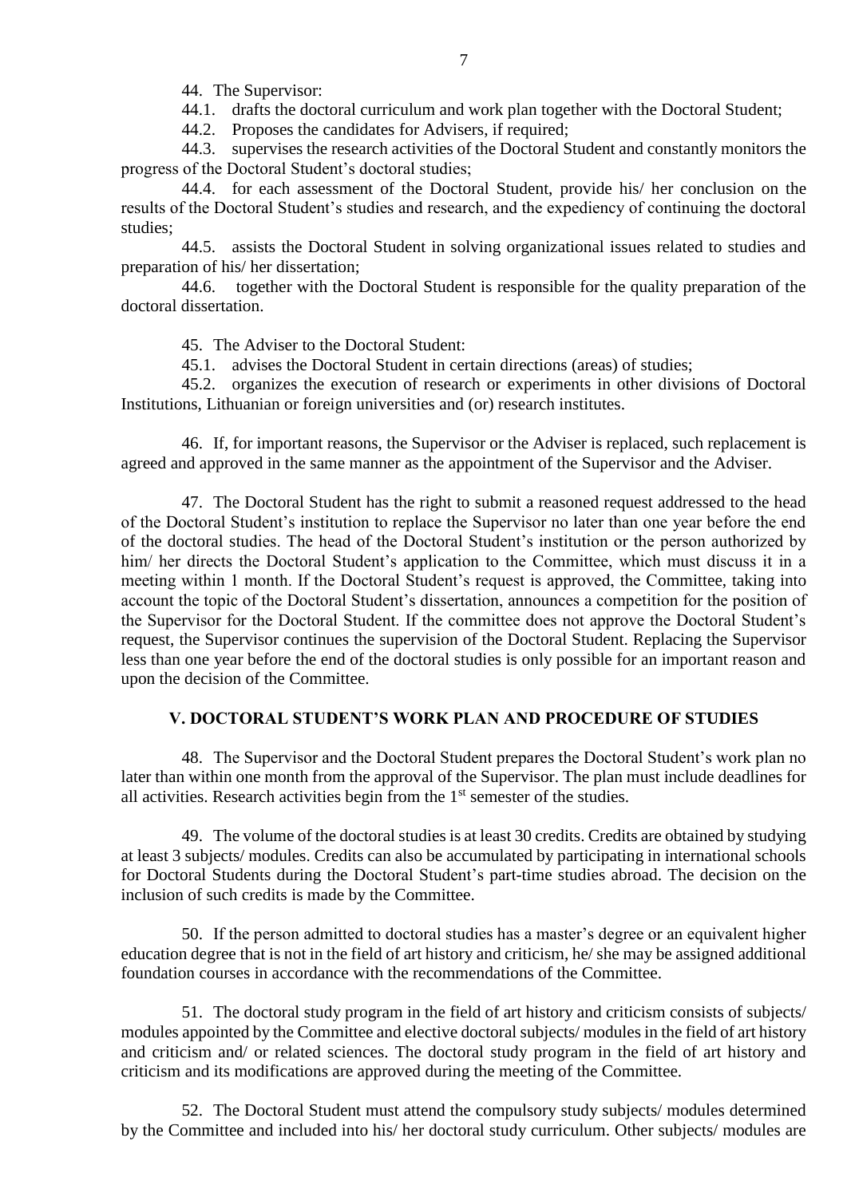44. The Supervisor:

44.1. drafts the doctoral curriculum and work plan together with the Doctoral Student;

44.2. Proposes the candidates for Advisers, if required;

44.3. supervises the research activities of the Doctoral Student and constantly monitors the progress of the Doctoral Student's doctoral studies;

44.4. for each assessment of the Doctoral Student, provide his/ her conclusion on the results of the Doctoral Student's studies and research, and the expediency of continuing the doctoral studies;

44.5. assists the Doctoral Student in solving organizational issues related to studies and preparation of his/ her dissertation;

44.6. together with the Doctoral Student is responsible for the quality preparation of the doctoral dissertation.

45. The Adviser to the Doctoral Student:

45.1. advises the Doctoral Student in certain directions (areas) of studies;

45.2. organizes the execution of research or experiments in other divisions of Doctoral Institutions, Lithuanian or foreign universities and (or) research institutes.

46. If, for important reasons, the Supervisor or the Adviser is replaced, such replacement is agreed and approved in the same manner as the appointment of the Supervisor and the Adviser.

47. The Doctoral Student has the right to submit a reasoned request addressed to the head of the Doctoral Student's institution to replace the Supervisor no later than one year before the end of the doctoral studies. The head of the Doctoral Student's institution or the person authorized by him/ her directs the Doctoral Student's application to the Committee, which must discuss it in a meeting within 1 month. If the Doctoral Student's request is approved, the Committee, taking into account the topic of the Doctoral Student's dissertation, announces a competition for the position of the Supervisor for the Doctoral Student. If the committee does not approve the Doctoral Student's request, the Supervisor continues the supervision of the Doctoral Student. Replacing the Supervisor less than one year before the end of the doctoral studies is only possible for an important reason and upon the decision of the Committee.

## V. DOCTORAL STUDENT'S WORK PLAN AND PROCEDURE OF STUDIES

48. The Supervisor and the Doctoral Student prepares the Doctoral Student's work plan no later than within one month from the approval of the Supervisor. The plan must include deadlines for all activities. Research activities begin from the 1st semester of the studies.

49. The volume of the doctoral studies is at least 30 credits. Credits are obtained by studying at least 3 subjects/ modules. Credits can also be accumulated by participating in international schools for Doctoral Students during the Doctoral Student's part-time studies abroad. The decision on the inclusion of such credits is made by the Committee.

50. If the person admitted to doctoral studies has a master's degree or an equivalent higher education degree that is not in the field of art history and criticism, he/ she may be assigned additional foundation courses in accordance with the recommendations of the Committee.

51. The doctoral study program in the field of art history and criticism consists of subjects/ modules appointed by the Committee and elective doctoral subjects/ modules in the field of art history and criticism and/ or related sciences. The doctoral study program in the field of art history and criticism and its modifications are approved during the meeting of the Committee.

52. The Doctoral Student must attend the compulsory study subjects/ modules determined by the Committee and included into his/ her doctoral study curriculum. Other subjects/ modules are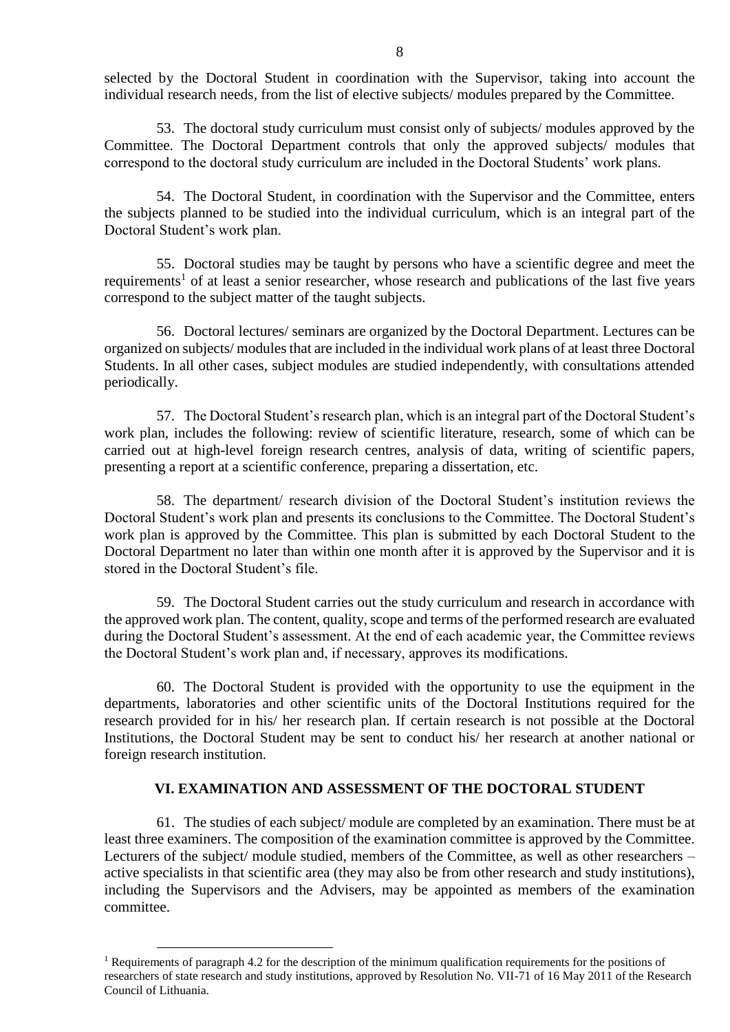selected by the Doctoral Student in coordination with the Supervisor, taking into account the individual research needs, from the list of elective subjects/ modules prepared by the Committee.

53. The doctoral study curriculum must consist only of subjects/ modules approved by the Committee. The Doctoral Department controls that only the approved subjects/ modules that correspond to the doctoral study curriculum are included in the Doctoral Students' work plans.

54. The Doctoral Student, in coordination with the Supervisor and the Committee, enters the subjects planned to be studied into the individual curriculum, which is an integral part of the Doctoral Student's work plan.

55. Doctoral studies may be taught by persons who have a scientific degree and meet the requirements[1] of at least a senior researcher, whose research and publications of the last five years correspond to the subject matter of the taught subjects.

56. Doctoral lectures/ seminars are organized by the Doctoral Department. Lectures can be organized on subjects/ modules that are included in the individual work plans of at least three Doctoral Students. In all other cases, subject modules are studied independently, with consultations attended periodically.

57. The Doctoral Student's research plan, which is an integral part of the Doctoral Student's work plan, includes the following: review of scientific literature, research, some of which can be carried out at high-level foreign research centres, analysis of data, writing of scientific papers, presenting a report at a scientific conference, preparing a dissertation, etc.

58. The department/ research division of the Doctoral Student's institution reviews the Doctoral Student's work plan and presents its conclusions to the Committee. The Doctoral Student's work plan is approved by the Committee. This plan is submitted by each Doctoral Student to the Doctoral Department no later than within one month after it is approved by the Supervisor and it is stored in the Doctoral Student's file.

59. The Doctoral Student carries out the study curriculum and research in accordance with the approved work plan. The content, quality, scope and terms of the performed research are evaluated during the Doctoral Student's assessment. At the end of each academic year, the Committee reviews the Doctoral Student's work plan and, if necessary, approves its modifications.

60. The Doctoral Student is provided with the opportunity to use the equipment in the departments, laboratories and other scientific units of the Doctoral Institutions required for the research provided for in his/ her research plan. If certain research is not possible at the Doctoral Institutions, the Doctoral Student may be sent to conduct his/ her research at another national or foreign research institution.

## VI. EXAMINATION AND ASSESSMENT OF THE DOCTORAL STUDENT

61. The studies of each subject/ module are completed by an examination. There must be at least three examiners. The composition of the examination committee is approved by the Committee. Lecturers of the subject/ module studied, members of the Committee, as well as other researchers – active specialists in that scientific area (they may also be from other research and study institutions), including the Supervisors and the Advisers, may be appointed as members of the examination committee.

---

[1] Requirements of paragraph 4.2 for the description of the minimum qualification requirements for the positions of researchers of state research and study institutions, approved by Resolution No. VII-71 of 16 May 2011 of the Research Council of Lithuania.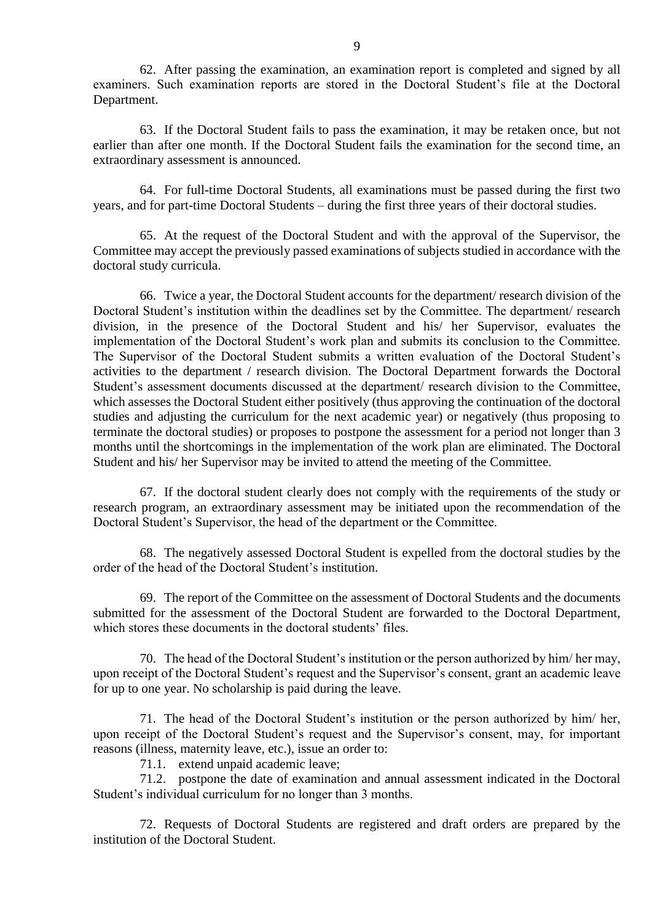62. After passing the examination, an examination report is completed and signed by all examiners. Such examination reports are stored in the Doctoral Student's file at the Doctoral Department.

63. If the Doctoral Student fails to pass the examination, it may be retaken once, but not earlier than after one month. If the Doctoral Student fails the examination for the second time, an extraordinary assessment is announced.

64. For full-time Doctoral Students, all examinations must be passed during the first two years, and for part-time Doctoral Students – during the first three years of their doctoral studies.

65. At the request of the Doctoral Student and with the approval of the Supervisor, the Committee may accept the previously passed examinations of subjects studied in accordance with the doctoral study curricula.

66. Twice a year, the Doctoral Student accounts for the department/ research division of the Doctoral Student's institution within the deadlines set by the Committee. The department/ research division, in the presence of the Doctoral Student and his/ her Supervisor, evaluates the implementation of the Doctoral Student's work plan and submits its conclusion to the Committee. The Supervisor of the Doctoral Student submits a written evaluation of the Doctoral Student's activities to the department / research division. The Doctoral Department forwards the Doctoral Student's assessment documents discussed at the department/ research division to the Committee, which assesses the Doctoral Student either positively (thus approving the continuation of the doctoral studies and adjusting the curriculum for the next academic year) or negatively (thus proposing to terminate the doctoral studies) or proposes to postpone the assessment for a period not longer than 3 months until the shortcomings in the implementation of the work plan are eliminated. The Doctoral Student and his/ her Supervisor may be invited to attend the meeting of the Committee.

67. If the doctoral student clearly does not comply with the requirements of the study or research program, an extraordinary assessment may be initiated upon the recommendation of the Doctoral Student's Supervisor, the head of the department or the Committee.

68. The negatively assessed Doctoral Student is expelled from the doctoral studies by the order of the head of the Doctoral Student's institution.

69. The report of the Committee on the assessment of Doctoral Students and the documents submitted for the assessment of the Doctoral Student are forwarded to the Doctoral Department, which stores these documents in the doctoral students' files.

70. The head of the Doctoral Student's institution or the person authorized by him/ her may, upon receipt of the Doctoral Student's request and the Supervisor's consent, grant an academic leave for up to one year. No scholarship is paid during the leave.

71. The head of the Doctoral Student's institution or the person authorized by him/ her, upon receipt of the Doctoral Student's request and the Supervisor's consent, may, for important reasons (illness, maternity leave, etc.), issue an order to:

71.1. extend unpaid academic leave;

71.2. postpone the date of examination and annual assessment indicated in the Doctoral Student's individual curriculum for no longer than 3 months.

72. Requests of Doctoral Students are registered and draft orders are prepared by the institution of the Doctoral Student.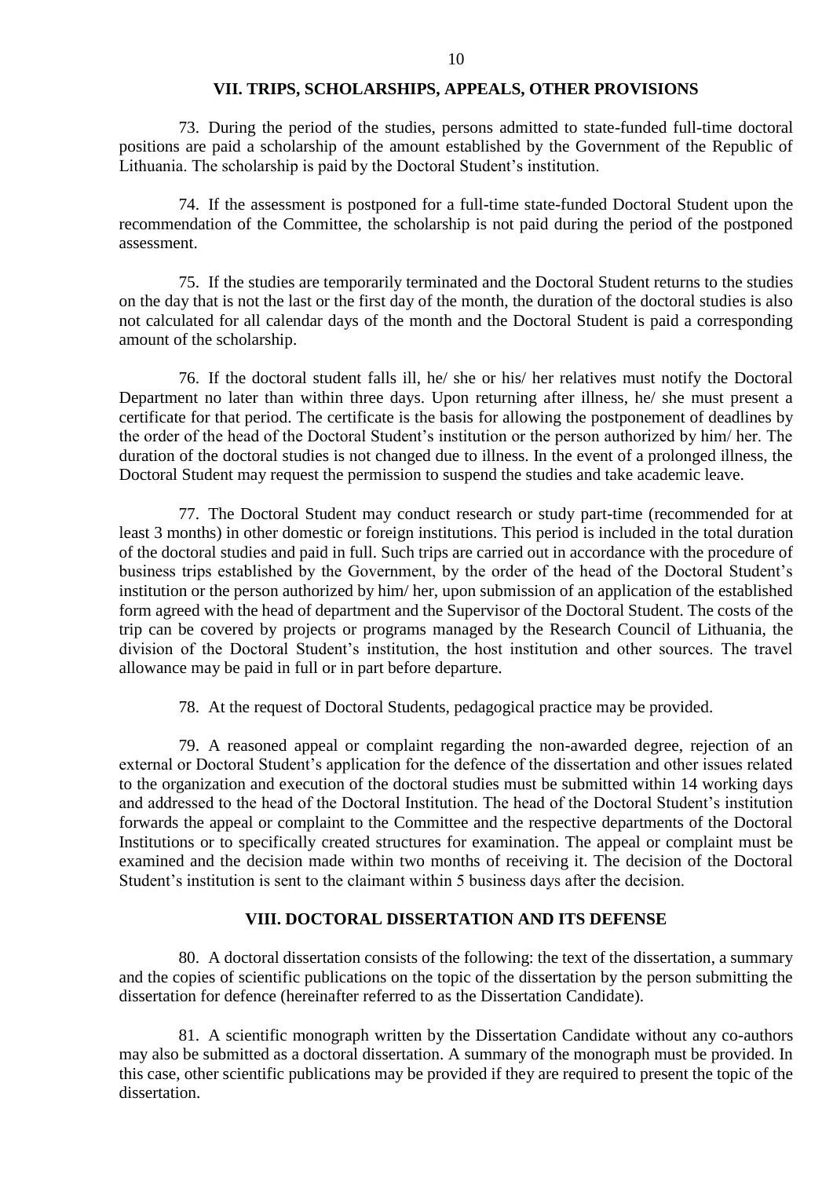## VII. TRIPS, SCHOLARSHIPS, APPEALS, OTHER PROVISIONS

73. During the period of the studies, persons admitted to state-funded full-time doctoral positions are paid a scholarship of the amount established by the Government of the Republic of Lithuania. The scholarship is paid by the Doctoral Student's institution.

74. If the assessment is postponed for a full-time state-funded Doctoral Student upon the recommendation of the Committee, the scholarship is not paid during the period of the postponed assessment.

75. If the studies are temporarily terminated and the Doctoral Student returns to the studies on the day that is not the last or the first day of the month, the duration of the doctoral studies is also not calculated for all calendar days of the month and the Doctoral Student is paid a corresponding amount of the scholarship.

76. If the doctoral student falls ill, he/ she or his/ her relatives must notify the Doctoral Department no later than within three days. Upon returning after illness, he/ she must present a certificate for that period. The certificate is the basis for allowing the postponement of deadlines by the order of the head of the Doctoral Student's institution or the person authorized by him/ her. The duration of the doctoral studies is not changed due to illness. In the event of a prolonged illness, the Doctoral Student may request the permission to suspend the studies and take academic leave.

77. The Doctoral Student may conduct research or study part-time (recommended for at least 3 months) in other domestic or foreign institutions. This period is included in the total duration of the doctoral studies and paid in full. Such trips are carried out in accordance with the procedure of business trips established by the Government, by the order of the head of the Doctoral Student's institution or the person authorized by him/ her, upon submission of an application of the established form agreed with the head of department and the Supervisor of the Doctoral Student. The costs of the trip can be covered by projects or programs managed by the Research Council of Lithuania, the division of the Doctoral Student's institution, the host institution and other sources. The travel allowance may be paid in full or in part before departure.

78. At the request of Doctoral Students, pedagogical practice may be provided.

79. A reasoned appeal or complaint regarding the non-awarded degree, rejection of an external or Doctoral Student's application for the defence of the dissertation and other issues related to the organization and execution of the doctoral studies must be submitted within 14 working days and addressed to the head of the Doctoral Institution. The head of the Doctoral Student's institution forwards the appeal or complaint to the Committee and the respective departments of the Doctoral Institutions or to specifically created structures for examination. The appeal or complaint must be examined and the decision made within two months of receiving it. The decision of the Doctoral Student's institution is sent to the claimant within 5 business days after the decision.

## VIII. DOCTORAL DISSERTATION AND ITS DEFENSE

80. A doctoral dissertation consists of the following: the text of the dissertation, a summary and the copies of scientific publications on the topic of the dissertation by the person submitting the dissertation for defence (hereinafter referred to as the Dissertation Candidate).

81. A scientific monograph written by the Dissertation Candidate without any co-authors may also be submitted as a doctoral dissertation. A summary of the monograph must be provided. In this case, other scientific publications may be provided if they are required to present the topic of the dissertation.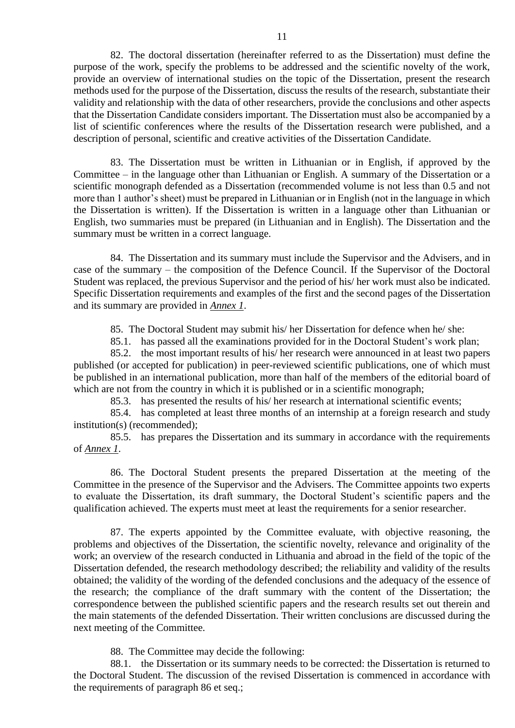82. The doctoral dissertation (hereinafter referred to as the Dissertation) must define the purpose of the work, specify the problems to be addressed and the scientific novelty of the work, provide an overview of international studies on the topic of the Dissertation, present the research methods used for the purpose of the Dissertation, discuss the results of the research, substantiate their validity and relationship with the data of other researchers, provide the conclusions and other aspects that the Dissertation Candidate considers important. The Dissertation must also be accompanied by a list of scientific conferences where the results of the Dissertation research were published, and a description of personal, scientific and creative activities of the Dissertation Candidate.

83. The Dissertation must be written in Lithuanian or in English, if approved by the Committee – in the language other than Lithuanian or English. A summary of the Dissertation or a scientific monograph defended as a Dissertation (recommended volume is not less than 0.5 and not more than 1 author's sheet) must be prepared in Lithuanian or in English (not in the language in which the Dissertation is written). If the Dissertation is written in a language other than Lithuanian or English, two summaries must be prepared (in Lithuanian and in English). The Dissertation and the summary must be written in a correct language.

84. The Dissertation and its summary must include the Supervisor and the Advisers, and in case of the summary – the composition of the Defence Council. If the Supervisor of the Doctoral Student was replaced, the previous Supervisor and the period of his/ her work must also be indicated. Specific Dissertation requirements and examples of the first and the second pages of the Dissertation and its summary are provided in *Annex 1*.

85. The Doctoral Student may submit his/ her Dissertation for defence when he/ she:

85.1. has passed all the examinations provided for in the Doctoral Student's work plan;

85.2. the most important results of his/ her research were announced in at least two papers published (or accepted for publication) in peer-reviewed scientific publications, one of which must be published in an international publication, more than half of the members of the editorial board of which are not from the country in which it is published or in a scientific monograph;

85.3. has presented the results of his/ her research at international scientific events;

85.4. has completed at least three months of an internship at a foreign research and study institution(s) (recommended);

85.5. has prepares the Dissertation and its summary in accordance with the requirements of *Annex 1*.

86. The Doctoral Student presents the prepared Dissertation at the meeting of the Committee in the presence of the Supervisor and the Advisers. The Committee appoints two experts to evaluate the Dissertation, its draft summary, the Doctoral Student's scientific papers and the qualification achieved. The experts must meet at least the requirements for a senior researcher.

87. The experts appointed by the Committee evaluate, with objective reasoning, the problems and objectives of the Dissertation, the scientific novelty, relevance and originality of the work; an overview of the research conducted in Lithuania and abroad in the field of the topic of the Dissertation defended, the research methodology described; the reliability and validity of the results obtained; the validity of the wording of the defended conclusions and the adequacy of the essence of the research; the compliance of the draft summary with the content of the Dissertation; the correspondence between the published scientific papers and the research results set out therein and the main statements of the defended Dissertation. Their written conclusions are discussed during the next meeting of the Committee.

88. The Committee may decide the following:

88.1. the Dissertation or its summary needs to be corrected: the Dissertation is returned to the Doctoral Student. The discussion of the revised Dissertation is commenced in accordance with the requirements of paragraph 86 et seq.;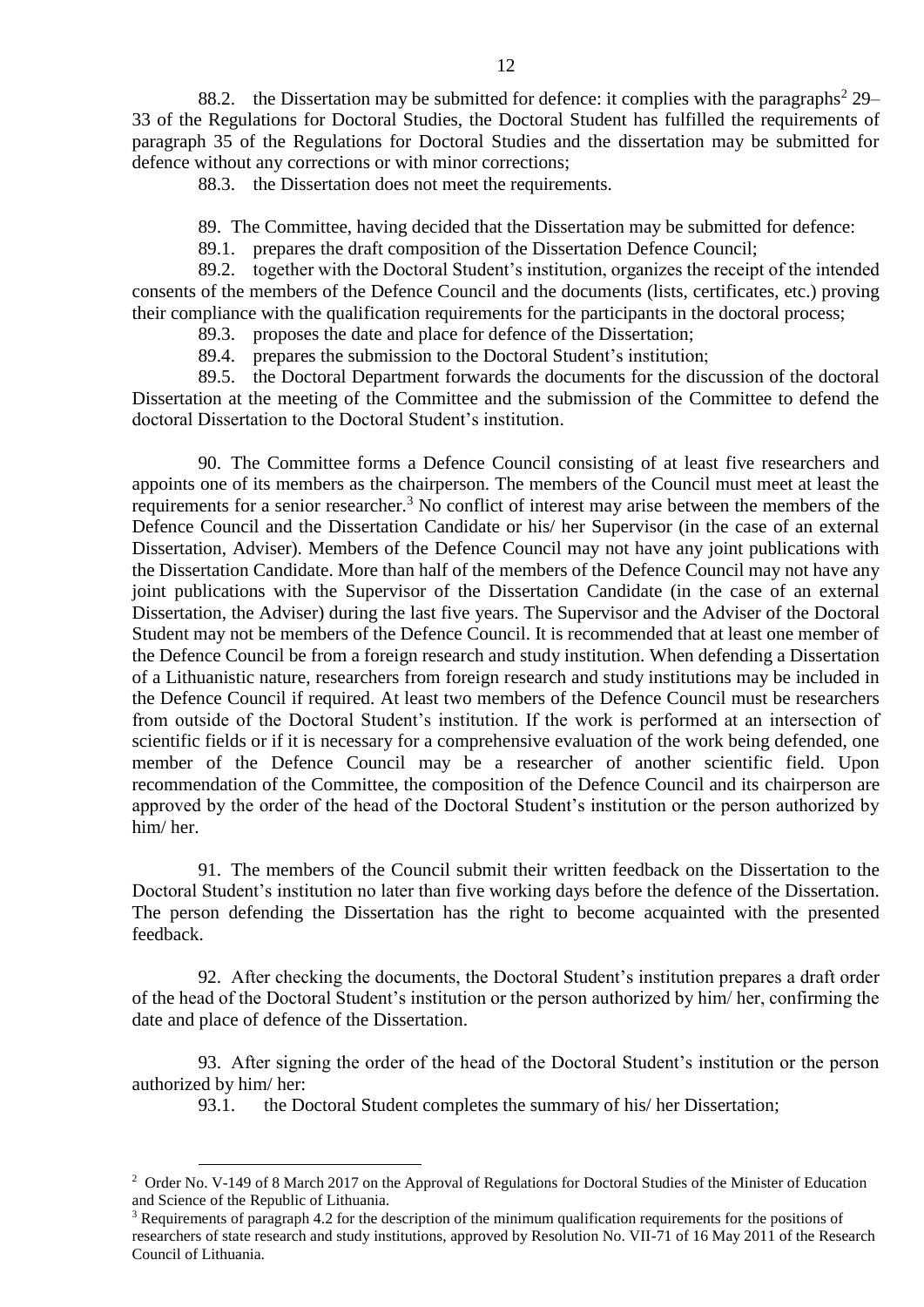88.2. the Dissertation may be submitted for defence: it complies with the paragraphs[2] 29–33 of the Regulations for Doctoral Studies, the Doctoral Student has fulfilled the requirements of paragraph 35 of the Regulations for Doctoral Studies and the dissertation may be submitted for defence without any corrections or with minor corrections;

88.3. the Dissertation does not meet the requirements.

89. The Committee, having decided that the Dissertation may be submitted for defence:

89.1. prepares the draft composition of the Dissertation Defence Council;

89.2. together with the Doctoral Student's institution, organizes the receipt of the intended consents of the members of the Defence Council and the documents (lists, certificates, etc.) proving their compliance with the qualification requirements for the participants in the doctoral process;

89.3. proposes the date and place for defence of the Dissertation;

89.4. prepares the submission to the Doctoral Student's institution;

89.5. the Doctoral Department forwards the documents for the discussion of the doctoral Dissertation at the meeting of the Committee and the submission of the Committee to defend the doctoral Dissertation to the Doctoral Student's institution.

90. The Committee forms a Defence Council consisting of at least five researchers and appoints one of its members as the chairperson. The members of the Council must meet at least the requirements for a senior researcher.[3] No conflict of interest may arise between the members of the Defence Council and the Dissertation Candidate or his/ her Supervisor (in the case of an external Dissertation, Adviser). Members of the Defence Council may not have any joint publications with the Dissertation Candidate. More than half of the members of the Defence Council may not have any joint publications with the Supervisor of the Dissertation Candidate (in the case of an external Dissertation, the Adviser) during the last five years. The Supervisor and the Adviser of the Doctoral Student may not be members of the Defence Council. It is recommended that at least one member of the Defence Council be from a foreign research and study institution. When defending a Dissertation of a Lithuanistic nature, researchers from foreign research and study institutions may be included in the Defence Council if required. At least two members of the Defence Council must be researchers from outside of the Doctoral Student's institution. If the work is performed at an intersection of scientific fields or if it is necessary for a comprehensive evaluation of the work being defended, one member of the Defence Council may be a researcher of another scientific field. Upon recommendation of the Committee, the composition of the Defence Council and its chairperson are approved by the order of the head of the Doctoral Student's institution or the person authorized by him/ her.

91. The members of the Council submit their written feedback on the Dissertation to the Doctoral Student's institution no later than five working days before the defence of the Dissertation. The person defending the Dissertation has the right to become acquainted with the presented feedback.

92. After checking the documents, the Doctoral Student's institution prepares a draft order of the head of the Doctoral Student's institution or the person authorized by him/ her, confirming the date and place of defence of the Dissertation.

93. After signing the order of the head of the Doctoral Student's institution or the person authorized by him/ her:

93.1. the Doctoral Student completes the summary of his/ her Dissertation;

---

[2] Order No. V-149 of 8 March 2017 on the Approval of Regulations for Doctoral Studies of the Minister of Education and Science of the Republic of Lithuania.

[3] Requirements of paragraph 4.2 for the description of the minimum qualification requirements for the positions of researchers of state research and study institutions, approved by Resolution No. VII-71 of 16 May 2011 of the Research Council of Lithuania.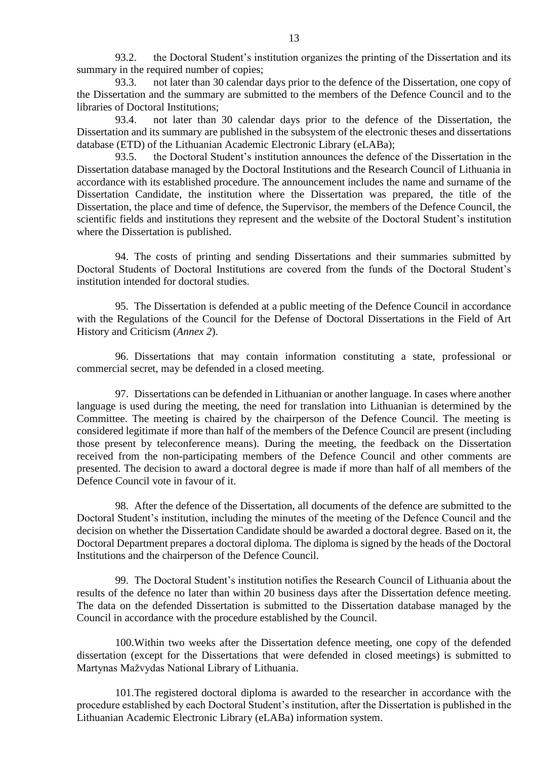93.2. the Doctoral Student's institution organizes the printing of the Dissertation and its summary in the required number of copies;

93.3. not later than 30 calendar days prior to the defence of the Dissertation, one copy of the Dissertation and the summary are submitted to the members of the Defence Council and to the libraries of Doctoral Institutions;

93.4. not later than 30 calendar days prior to the defence of the Dissertation, the Dissertation and its summary are published in the subsystem of the electronic theses and dissertations database (ETD) of the Lithuanian Academic Electronic Library (eLABa);

93.5. the Doctoral Student's institution announces the defence of the Dissertation in the Dissertation database managed by the Doctoral Institutions and the Research Council of Lithuania in accordance with its established procedure. The announcement includes the name and surname of the Dissertation Candidate, the institution where the Dissertation was prepared, the title of the Dissertation, the place and time of defence, the Supervisor, the members of the Defence Council, the scientific fields and institutions they represent and the website of the Doctoral Student's institution where the Dissertation is published.

94. The costs of printing and sending Dissertations and their summaries submitted by Doctoral Students of Doctoral Institutions are covered from the funds of the Doctoral Student's institution intended for doctoral studies.

95. The Dissertation is defended at a public meeting of the Defence Council in accordance with the Regulations of the Council for the Defense of Doctoral Dissertations in the Field of Art History and Criticism (*Annex 2*).

96. Dissertations that may contain information constituting a state, professional or commercial secret, may be defended in a closed meeting.

97. Dissertations can be defended in Lithuanian or another language. In cases where another language is used during the meeting, the need for translation into Lithuanian is determined by the Committee. The meeting is chaired by the chairperson of the Defence Council. The meeting is considered legitimate if more than half of the members of the Defence Council are present (including those present by teleconference means). During the meeting, the feedback on the Dissertation received from the non-participating members of the Defence Council and other comments are presented. The decision to award a doctoral degree is made if more than half of all members of the Defence Council vote in favour of it.

98. After the defence of the Dissertation, all documents of the defence are submitted to the Doctoral Student's institution, including the minutes of the meeting of the Defence Council and the decision on whether the Dissertation Candidate should be awarded a doctoral degree. Based on it, the Doctoral Department prepares a doctoral diploma. The diploma is signed by the heads of the Doctoral Institutions and the chairperson of the Defence Council.

99. The Doctoral Student's institution notifies the Research Council of Lithuania about the results of the defence no later than within 20 business days after the Dissertation defence meeting. The data on the defended Dissertation is submitted to the Dissertation database managed by the Council in accordance with the procedure established by the Council.

100. Within two weeks after the Dissertation defence meeting, one copy of the defended dissertation (except for the Dissertations that were defended in closed meetings) is submitted to Martynas Mažvydas National Library of Lithuania.

101. The registered doctoral diploma is awarded to the researcher in accordance with the procedure established by each Doctoral Student's institution, after the Dissertation is published in the Lithuanian Academic Electronic Library (eLABa) information system.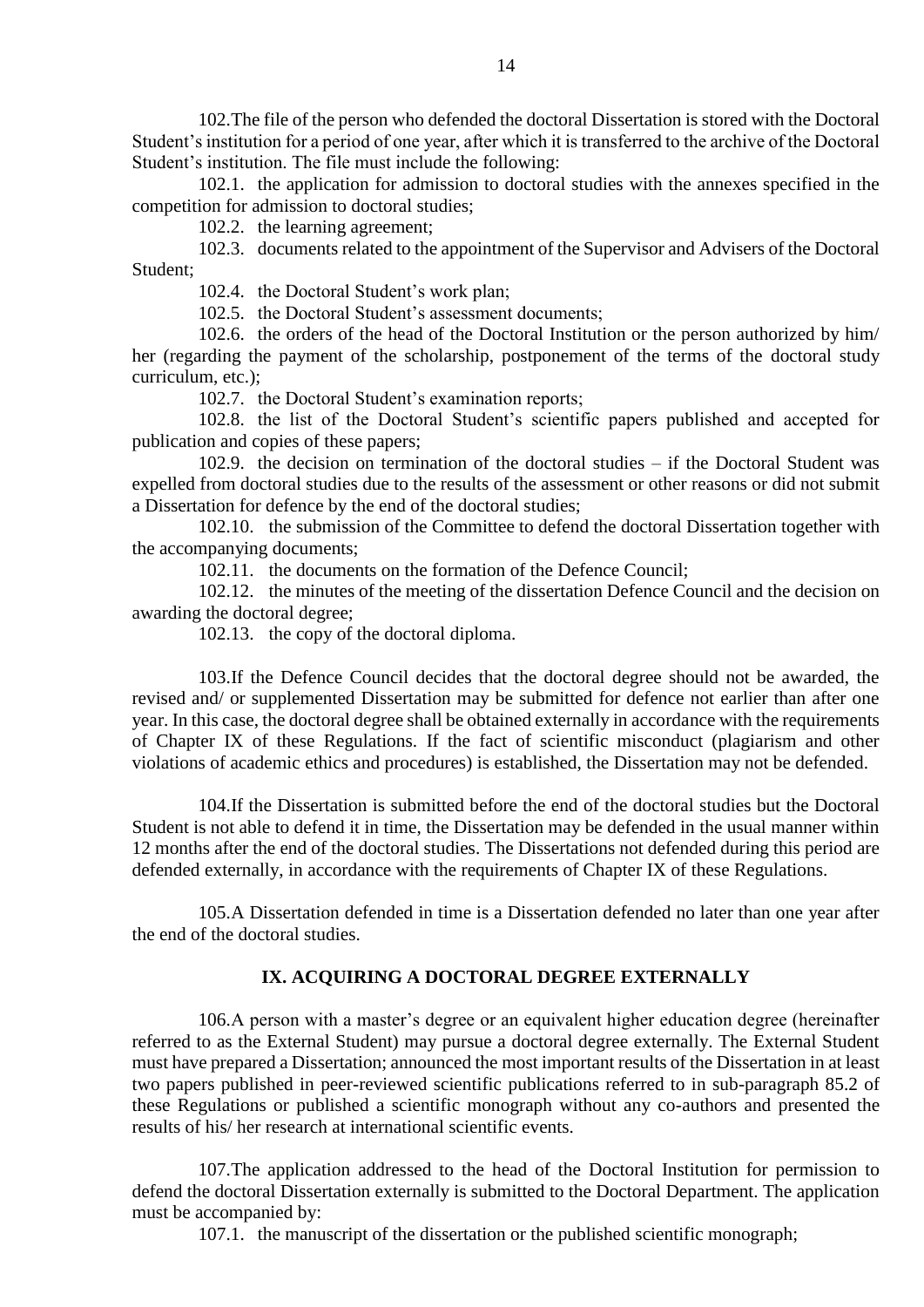102.The file of the person who defended the doctoral Dissertation is stored with the Doctoral Student's institution for a period of one year, after which it is transferred to the archive of the Doctoral Student's institution. The file must include the following:

102.1. the application for admission to doctoral studies with the annexes specified in the competition for admission to doctoral studies;

102.2. the learning agreement;

102.3. documents related to the appointment of the Supervisor and Advisers of the Doctoral Student;

102.4. the Doctoral Student's work plan;

102.5. the Doctoral Student's assessment documents;

102.6. the orders of the head of the Doctoral Institution or the person authorized by him/ her (regarding the payment of the scholarship, postponement of the terms of the doctoral study curriculum, etc.);

102.7. the Doctoral Student's examination reports;

102.8. the list of the Doctoral Student's scientific papers published and accepted for publication and copies of these papers;

102.9. the decision on termination of the doctoral studies – if the Doctoral Student was expelled from doctoral studies due to the results of the assessment or other reasons or did not submit a Dissertation for defence by the end of the doctoral studies;

102.10. the submission of the Committee to defend the doctoral Dissertation together with the accompanying documents;

102.11. the documents on the formation of the Defence Council;

102.12. the minutes of the meeting of the dissertation Defence Council and the decision on awarding the doctoral degree;

102.13. the copy of the doctoral diploma.

103.If the Defence Council decides that the doctoral degree should not be awarded, the revised and/ or supplemented Dissertation may be submitted for defence not earlier than after one year. In this case, the doctoral degree shall be obtained externally in accordance with the requirements of Chapter IX of these Regulations. If the fact of scientific misconduct (plagiarism and other violations of academic ethics and procedures) is established, the Dissertation may not be defended.

104.If the Dissertation is submitted before the end of the doctoral studies but the Doctoral Student is not able to defend it in time, the Dissertation may be defended in the usual manner within 12 months after the end of the doctoral studies. The Dissertations not defended during this period are defended externally, in accordance with the requirements of Chapter IX of these Regulations.

105.A Dissertation defended in time is a Dissertation defended no later than one year after the end of the doctoral studies.

## IX. ACQUIRING A DOCTORAL DEGREE EXTERNALLY

106.A person with a master's degree or an equivalent higher education degree (hereinafter referred to as the External Student) may pursue a doctoral degree externally. The External Student must have prepared a Dissertation; announced the most important results of the Dissertation in at least two papers published in peer-reviewed scientific publications referred to in sub-paragraph 85.2 of these Regulations or published a scientific monograph without any co-authors and presented the results of his/ her research at international scientific events.

107.The application addressed to the head of the Doctoral Institution for permission to defend the doctoral Dissertation externally is submitted to the Doctoral Department. The application must be accompanied by:

107.1. the manuscript of the dissertation or the published scientific monograph;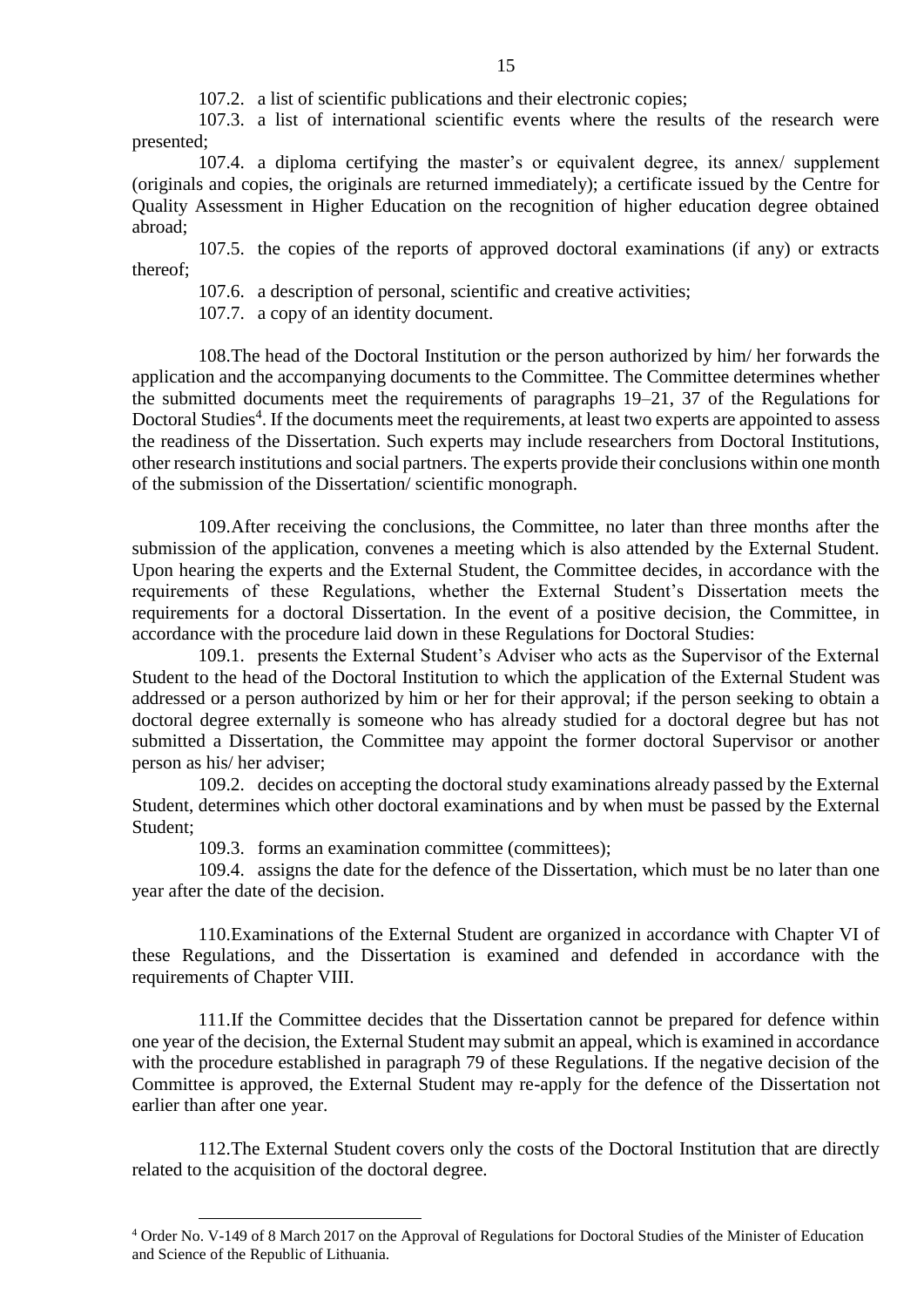107.2. a list of scientific publications and their electronic copies;

107.3. a list of international scientific events where the results of the research were presented;

107.4. a diploma certifying the master's or equivalent degree, its annex/ supplement (originals and copies, the originals are returned immediately); a certificate issued by the Centre for Quality Assessment in Higher Education on the recognition of higher education degree obtained abroad;

107.5. the copies of the reports of approved doctoral examinations (if any) or extracts thereof;

107.6. a description of personal, scientific and creative activities;

107.7. a copy of an identity document.

108.The head of the Doctoral Institution or the person authorized by him/ her forwards the application and the accompanying documents to the Committee. The Committee determines whether the submitted documents meet the requirements of paragraphs 19–21, 37 of the Regulations for Doctoral Studies[4]. If the documents meet the requirements, at least two experts are appointed to assess the readiness of the Dissertation. Such experts may include researchers from Doctoral Institutions, other research institutions and social partners. The experts provide their conclusions within one month of the submission of the Dissertation/ scientific monograph.

109.After receiving the conclusions, the Committee, no later than three months after the submission of the application, convenes a meeting which is also attended by the External Student. Upon hearing the experts and the External Student, the Committee decides, in accordance with the requirements of these Regulations, whether the External Student's Dissertation meets the requirements for a doctoral Dissertation. In the event of a positive decision, the Committee, in accordance with the procedure laid down in these Regulations for Doctoral Studies:

109.1. presents the External Student's Adviser who acts as the Supervisor of the External Student to the head of the Doctoral Institution to which the application of the External Student was addressed or a person authorized by him or her for their approval; if the person seeking to obtain a doctoral degree externally is someone who has already studied for a doctoral degree but has not submitted a Dissertation, the Committee may appoint the former doctoral Supervisor or another person as his/ her adviser;

109.2. decides on accepting the doctoral study examinations already passed by the External Student, determines which other doctoral examinations and by when must be passed by the External Student;

109.3. forms an examination committee (committees);

109.4. assigns the date for the defence of the Dissertation, which must be no later than one year after the date of the decision.

110.Examinations of the External Student are organized in accordance with Chapter VI of these Regulations, and the Dissertation is examined and defended in accordance with the requirements of Chapter VIII.

111.If the Committee decides that the Dissertation cannot be prepared for defence within one year of the decision, the External Student may submit an appeal, which is examined in accordance with the procedure established in paragraph 79 of these Regulations. If the negative decision of the Committee is approved, the External Student may re-apply for the defence of the Dissertation not earlier than after one year.

112.The External Student covers only the costs of the Doctoral Institution that are directly related to the acquisition of the doctoral degree.

---

[4] Order No. V-149 of 8 March 2017 on the Approval of Regulations for Doctoral Studies of the Minister of Education and Science of the Republic of Lithuania.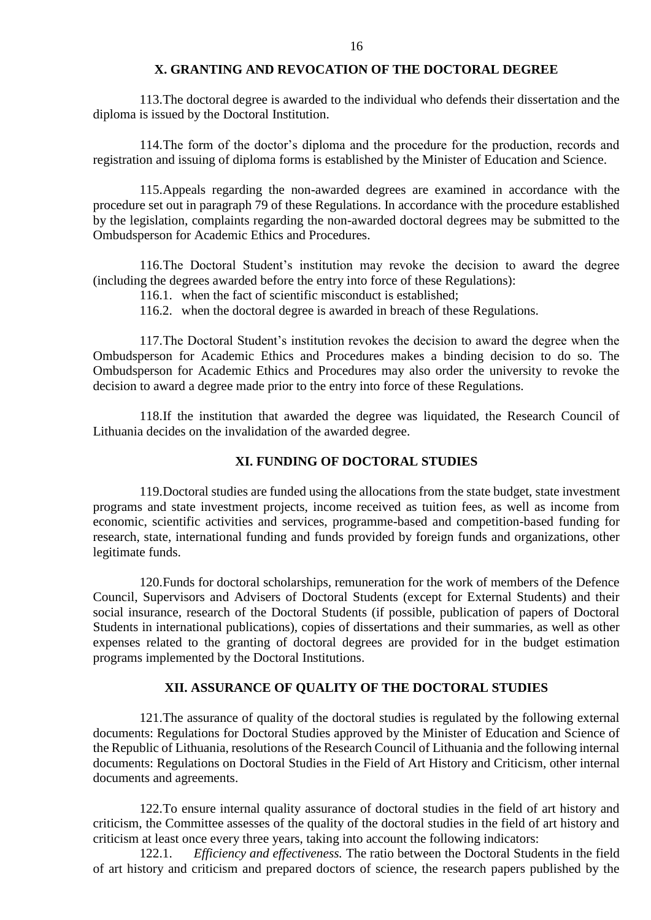## X. GRANTING AND REVOCATION OF THE DOCTORAL DEGREE

113.The doctoral degree is awarded to the individual who defends their dissertation and the diploma is issued by the Doctoral Institution.

114.The form of the doctor's diploma and the procedure for the production, records and registration and issuing of diploma forms is established by the Minister of Education and Science.

115.Appeals regarding the non-awarded degrees are examined in accordance with the procedure set out in paragraph 79 of these Regulations. In accordance with the procedure established by the legislation, complaints regarding the non-awarded doctoral degrees may be submitted to the Ombudsperson for Academic Ethics and Procedures.

116.The Doctoral Student's institution may revoke the decision to award the degree (including the degrees awarded before the entry into force of these Regulations):

116.1. when the fact of scientific misconduct is established;

116.2. when the doctoral degree is awarded in breach of these Regulations.

117.The Doctoral Student's institution revokes the decision to award the degree when the Ombudsperson for Academic Ethics and Procedures makes a binding decision to do so. The Ombudsperson for Academic Ethics and Procedures may also order the university to revoke the decision to award a degree made prior to the entry into force of these Regulations.

118.If the institution that awarded the degree was liquidated, the Research Council of Lithuania decides on the invalidation of the awarded degree.

## XI. FUNDING OF DOCTORAL STUDIES

119.Doctoral studies are funded using the allocations from the state budget, state investment programs and state investment projects, income received as tuition fees, as well as income from economic, scientific activities and services, programme-based and competition-based funding for research, state, international funding and funds provided by foreign funds and organizations, other legitimate funds.

120.Funds for doctoral scholarships, remuneration for the work of members of the Defence Council, Supervisors and Advisers of Doctoral Students (except for External Students) and their social insurance, research of the Doctoral Students (if possible, publication of papers of Doctoral Students in international publications), copies of dissertations and their summaries, as well as other expenses related to the granting of doctoral degrees are provided for in the budget estimation programs implemented by the Doctoral Institutions.

## XII. ASSURANCE OF QUALITY OF THE DOCTORAL STUDIES

121.The assurance of quality of the doctoral studies is regulated by the following external documents: Regulations for Doctoral Studies approved by the Minister of Education and Science of the Republic of Lithuania, resolutions of the Research Council of Lithuania and the following internal documents: Regulations on Doctoral Studies in the Field of Art History and Criticism, other internal documents and agreements.

122.To ensure internal quality assurance of doctoral studies in the field of art history and criticism, the Committee assesses of the quality of the doctoral studies in the field of art history and criticism at least once every three years, taking into account the following indicators:

122.1. *Efficiency and effectiveness.* The ratio between the Doctoral Students in the field of art history and criticism and prepared doctors of science, the research papers published by the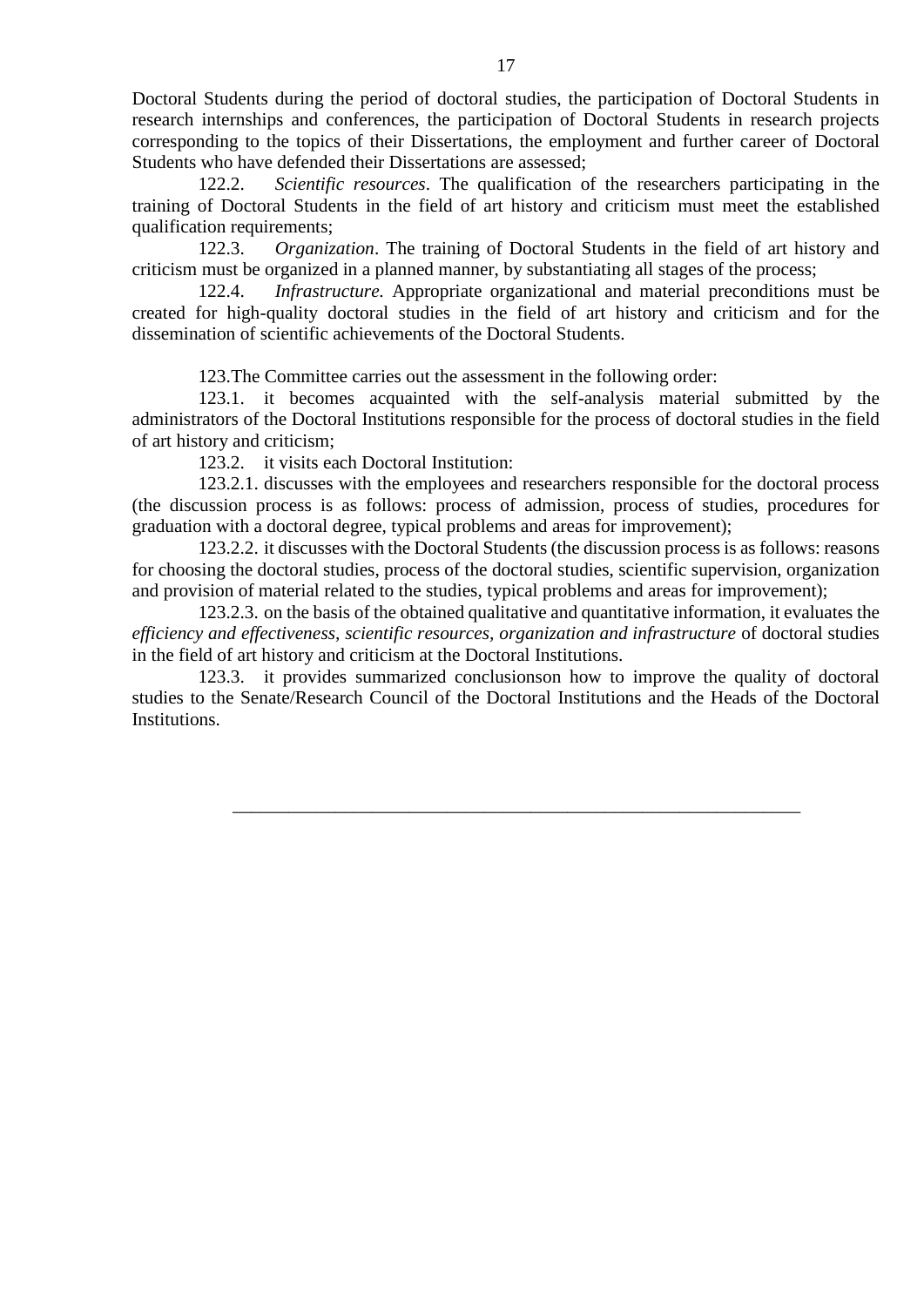Doctoral Students during the period of doctoral studies, the participation of Doctoral Students in research internships and conferences, the participation of Doctoral Students in research projects corresponding to the topics of their Dissertations, the employment and further career of Doctoral Students who have defended their Dissertations are assessed;

122.2. *Scientific resources*. The qualification of the researchers participating in the training of Doctoral Students in the field of art history and criticism must meet the established qualification requirements;

122.3. *Organization*. The training of Doctoral Students in the field of art history and criticism must be organized in a planned manner, by substantiating all stages of the process;

122.4. *Infrastructure.* Appropriate organizational and material preconditions must be created for high-quality doctoral studies in the field of art history and criticism and for the dissemination of scientific achievements of the Doctoral Students.

123.The Committee carries out the assessment in the following order:

123.1. it becomes acquainted with the self-analysis material submitted by the administrators of the Doctoral Institutions responsible for the process of doctoral studies in the field of art history and criticism;

123.2. it visits each Doctoral Institution:

123.2.1. discusses with the employees and researchers responsible for the doctoral process (the discussion process is as follows: process of admission, process of studies, procedures for graduation with a doctoral degree, typical problems and areas for improvement);

123.2.2. it discusses with the Doctoral Students (the discussion process is as follows: reasons for choosing the doctoral studies, process of the doctoral studies, scientific supervision, organization and provision of material related to the studies, typical problems and areas for improvement);

123.2.3. on the basis of the obtained qualitative and quantitative information, it evaluates the *efficiency and effectiveness, scientific resources, organization and infrastructure* of doctoral studies in the field of art history and criticism at the Doctoral Institutions.

123.3. it provides summarized conclusionson how to improve the quality of doctoral studies to the Senate/Research Council of the Doctoral Institutions and the Heads of the Doctoral Institutions.

---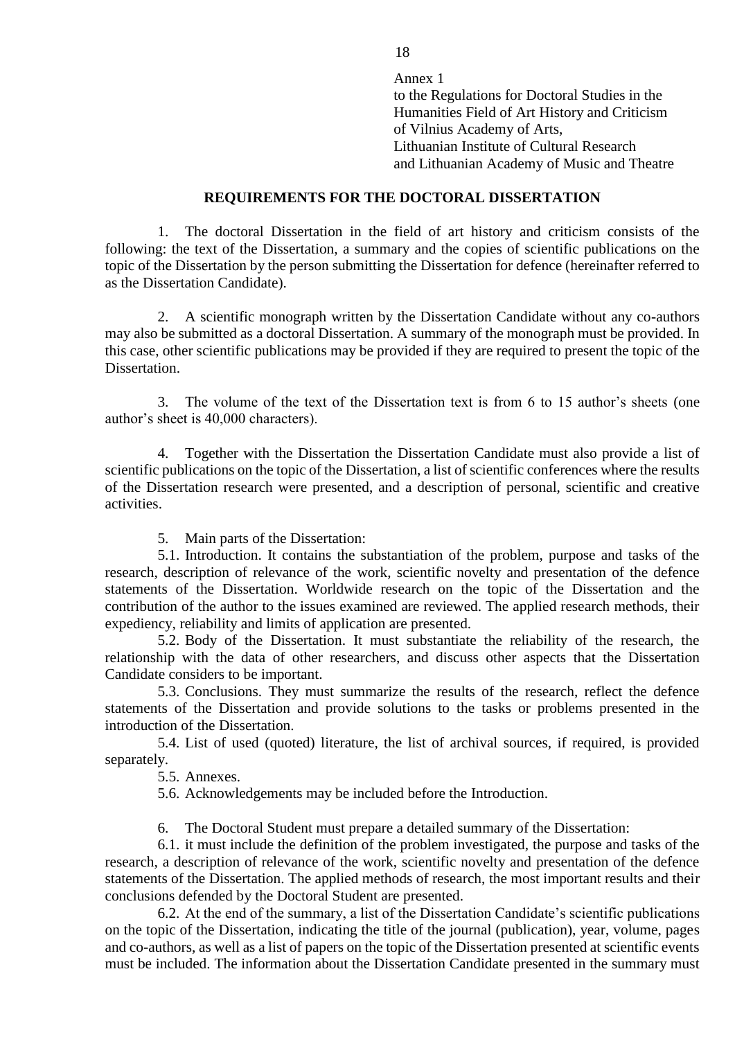Annex 1
to the Regulations for Doctoral Studies in the Humanities Field of Art History and Criticism of Vilnius Academy of Arts, Lithuanian Institute of Cultural Research and Lithuanian Academy of Music and Theatre

## REQUIREMENTS FOR THE DOCTORAL DISSERTATION

1. The doctoral Dissertation in the field of art history and criticism consists of the following: the text of the Dissertation, a summary and the copies of scientific publications on the topic of the Dissertation by the person submitting the Dissertation for defence (hereinafter referred to as the Dissertation Candidate).

2. A scientific monograph written by the Dissertation Candidate without any co-authors may also be submitted as a doctoral Dissertation. A summary of the monograph must be provided. In this case, other scientific publications may be provided if they are required to present the topic of the Dissertation.

3. The volume of the text of the Dissertation text is from 6 to 15 author's sheets (one author's sheet is 40,000 characters).

4. Together with the Dissertation the Dissertation Candidate must also provide a list of scientific publications on the topic of the Dissertation, a list of scientific conferences where the results of the Dissertation research were presented, and a description of personal, scientific and creative activities.

5. Main parts of the Dissertation:

5.1. Introduction. It contains the substantiation of the problem, purpose and tasks of the research, description of relevance of the work, scientific novelty and presentation of the defence statements of the Dissertation. Worldwide research on the topic of the Dissertation and the contribution of the author to the issues examined are reviewed. The applied research methods, their expediency, reliability and limits of application are presented.

5.2. Body of the Dissertation. It must substantiate the reliability of the research, the relationship with the data of other researchers, and discuss other aspects that the Dissertation Candidate considers to be important.

5.3. Conclusions. They must summarize the results of the research, reflect the defence statements of the Dissertation and provide solutions to the tasks or problems presented in the introduction of the Dissertation.

5.4. List of used (quoted) literature, the list of archival sources, if required, is provided separately.

5.5. Annexes.

5.6. Acknowledgements may be included before the Introduction.

6. The Doctoral Student must prepare a detailed summary of the Dissertation:

6.1. it must include the definition of the problem investigated, the purpose and tasks of the research, a description of relevance of the work, scientific novelty and presentation of the defence statements of the Dissertation. The applied methods of research, the most important results and their conclusions defended by the Doctoral Student are presented.

6.2. At the end of the summary, a list of the Dissertation Candidate's scientific publications on the topic of the Dissertation, indicating the title of the journal (publication), year, volume, pages and co-authors, as well as a list of papers on the topic of the Dissertation presented at scientific events must be included. The information about the Dissertation Candidate presented in the summary must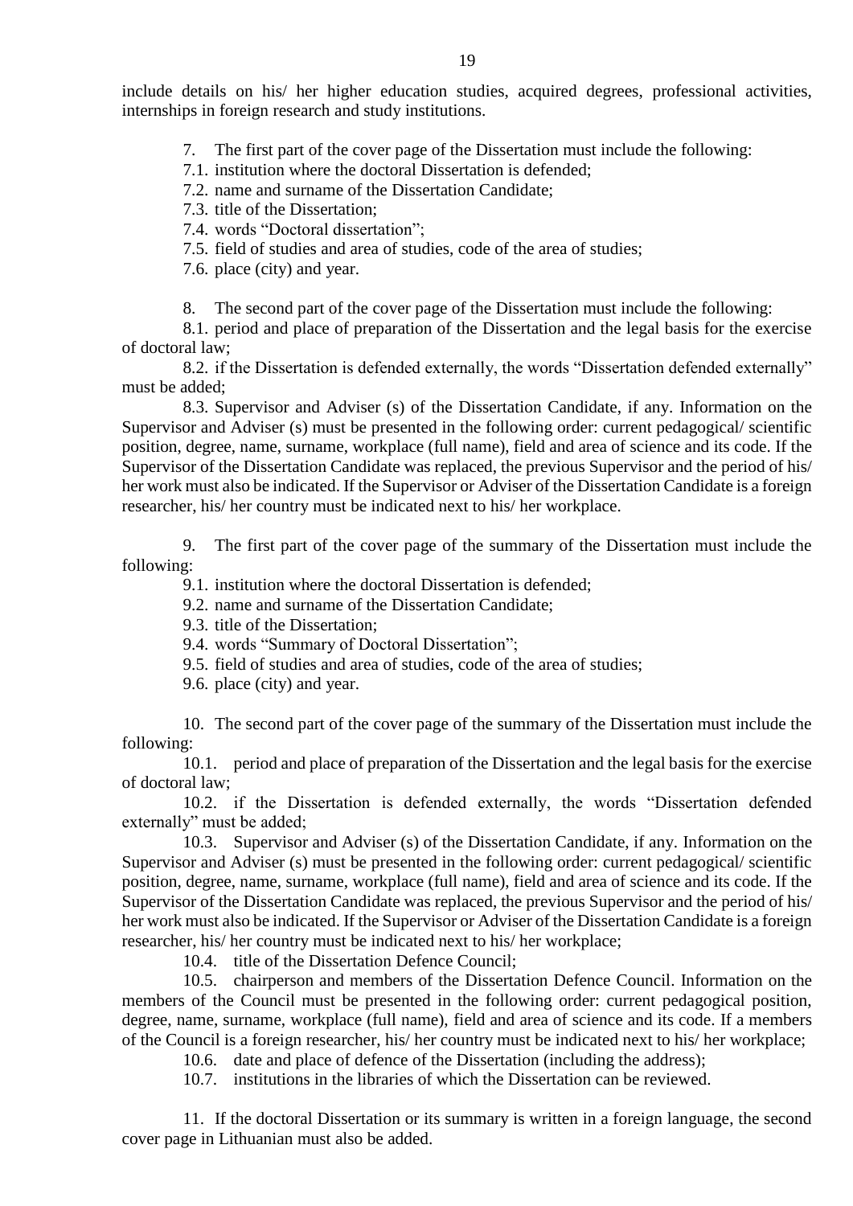include details on his/ her higher education studies, acquired degrees, professional activities, internships in foreign research and study institutions.

7. The first part of the cover page of the Dissertation must include the following:

7.1. institution where the doctoral Dissertation is defended;

7.2. name and surname of the Dissertation Candidate;

7.3. title of the Dissertation;

7.4. words "Doctoral dissertation";

7.5. field of studies and area of studies, code of the area of studies;

7.6. place (city) and year.

8. The second part of the cover page of the Dissertation must include the following:

8.1. period and place of preparation of the Dissertation and the legal basis for the exercise of doctoral law;

8.2. if the Dissertation is defended externally, the words "Dissertation defended externally" must be added;

8.3. Supervisor and Adviser (s) of the Dissertation Candidate, if any. Information on the Supervisor and Adviser (s) must be presented in the following order: current pedagogical/ scientific position, degree, name, surname, workplace (full name), field and area of science and its code. If the Supervisor of the Dissertation Candidate was replaced, the previous Supervisor and the period of his/ her work must also be indicated. If the Supervisor or Adviser of the Dissertation Candidate is a foreign researcher, his/ her country must be indicated next to his/ her workplace.

9. The first part of the cover page of the summary of the Dissertation must include the following:

9.1. institution where the doctoral Dissertation is defended;

9.2. name and surname of the Dissertation Candidate;

9.3. title of the Dissertation;

9.4. words "Summary of Doctoral Dissertation";

9.5. field of studies and area of studies, code of the area of studies;

9.6. place (city) and year.

10. The second part of the cover page of the summary of the Dissertation must include the following:

10.1. period and place of preparation of the Dissertation and the legal basis for the exercise of doctoral law;

10.2. if the Dissertation is defended externally, the words "Dissertation defended externally" must be added;

10.3. Supervisor and Adviser (s) of the Dissertation Candidate, if any. Information on the Supervisor and Adviser (s) must be presented in the following order: current pedagogical/ scientific position, degree, name, surname, workplace (full name), field and area of science and its code. If the Supervisor of the Dissertation Candidate was replaced, the previous Supervisor and the period of his/ her work must also be indicated. If the Supervisor or Adviser of the Dissertation Candidate is a foreign researcher, his/ her country must be indicated next to his/ her workplace;

10.4. title of the Dissertation Defence Council;

10.5. chairperson and members of the Dissertation Defence Council. Information on the members of the Council must be presented in the following order: current pedagogical position, degree, name, surname, workplace (full name), field and area of science and its code. If a members of the Council is a foreign researcher, his/ her country must be indicated next to his/ her workplace;

10.6. date and place of defence of the Dissertation (including the address);

10.7. institutions in the libraries of which the Dissertation can be reviewed.

11. If the doctoral Dissertation or its summary is written in a foreign language, the second cover page in Lithuanian must also be added.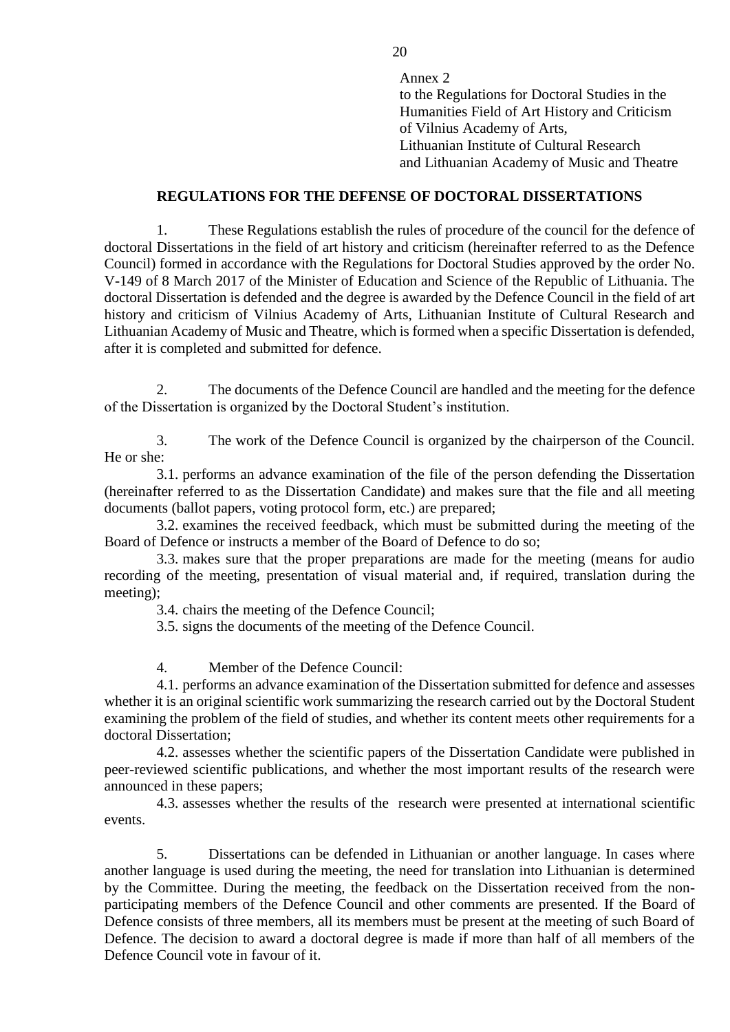Annex 2
to the Regulations for Doctoral Studies in the Humanities Field of Art History and Criticism of Vilnius Academy of Arts, Lithuanian Institute of Cultural Research and Lithuanian Academy of Music and Theatre

## REGULATIONS FOR THE DEFENSE OF DOCTORAL DISSERTATIONS

1. These Regulations establish the rules of procedure of the council for the defence of doctoral Dissertations in the field of art history and criticism (hereinafter referred to as the Defence Council) formed in accordance with the Regulations for Doctoral Studies approved by the order No. V-149 of 8 March 2017 of the Minister of Education and Science of the Republic of Lithuania. The doctoral Dissertation is defended and the degree is awarded by the Defence Council in the field of art history and criticism of Vilnius Academy of Arts, Lithuanian Institute of Cultural Research and Lithuanian Academy of Music and Theatre, which is formed when a specific Dissertation is defended, after it is completed and submitted for defence.

2. The documents of the Defence Council are handled and the meeting for the defence of the Dissertation is organized by the Doctoral Student's institution.

3. The work of the Defence Council is organized by the chairperson of the Council. He or she:

3.1. performs an advance examination of the file of the person defending the Dissertation (hereinafter referred to as the Dissertation Candidate) and makes sure that the file and all meeting documents (ballot papers, voting protocol form, etc.) are prepared;

3.2. examines the received feedback, which must be submitted during the meeting of the Board of Defence or instructs a member of the Board of Defence to do so;

3.3. makes sure that the proper preparations are made for the meeting (means for audio recording of the meeting, presentation of visual material and, if required, translation during the meeting);

3.4. chairs the meeting of the Defence Council;

3.5. signs the documents of the meeting of the Defence Council.

4. Member of the Defence Council:

4.1. performs an advance examination of the Dissertation submitted for defence and assesses whether it is an original scientific work summarizing the research carried out by the Doctoral Student examining the problem of the field of studies, and whether its content meets other requirements for a doctoral Dissertation;

4.2. assesses whether the scientific papers of the Dissertation Candidate were published in peer-reviewed scientific publications, and whether the most important results of the research were announced in these papers;

4.3. assesses whether the results of the research were presented at international scientific events.

5. Dissertations can be defended in Lithuanian or another language. In cases where another language is used during the meeting, the need for translation into Lithuanian is determined by the Committee. During the meeting, the feedback on the Dissertation received from the non-participating members of the Defence Council and other comments are presented. If the Board of Defence consists of three members, all its members must be present at the meeting of such Board of Defence. The decision to award a doctoral degree is made if more than half of all members of the Defence Council vote in favour of it.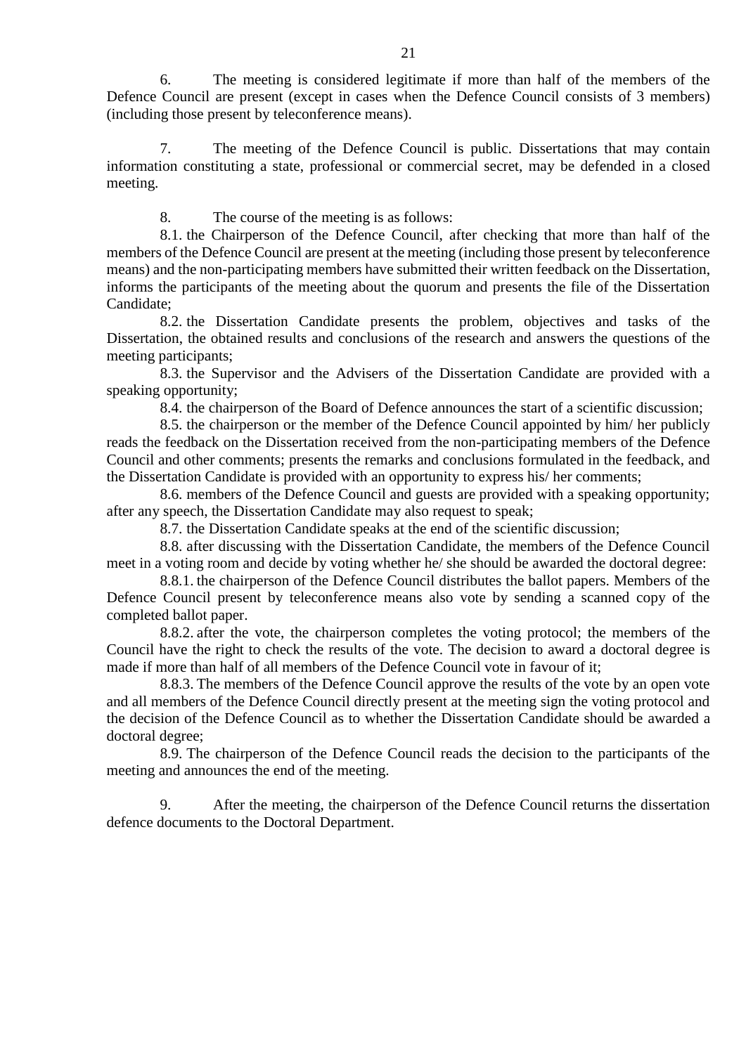6. The meeting is considered legitimate if more than half of the members of the Defence Council are present (except in cases when the Defence Council consists of 3 members) (including those present by teleconference means).

7. The meeting of the Defence Council is public. Dissertations that may contain information constituting a state, professional or commercial secret, may be defended in a closed meeting.

8. The course of the meeting is as follows:

8.1. the Chairperson of the Defence Council, after checking that more than half of the members of the Defence Council are present at the meeting (including those present by teleconference means) and the non-participating members have submitted their written feedback on the Dissertation, informs the participants of the meeting about the quorum and presents the file of the Dissertation Candidate;

8.2. the Dissertation Candidate presents the problem, objectives and tasks of the Dissertation, the obtained results and conclusions of the research and answers the questions of the meeting participants;

8.3. the Supervisor and the Advisers of the Dissertation Candidate are provided with a speaking opportunity;

8.4. the chairperson of the Board of Defence announces the start of a scientific discussion;

8.5. the chairperson or the member of the Defence Council appointed by him/ her publicly reads the feedback on the Dissertation received from the non-participating members of the Defence Council and other comments; presents the remarks and conclusions formulated in the feedback, and the Dissertation Candidate is provided with an opportunity to express his/ her comments;

8.6. members of the Defence Council and guests are provided with a speaking opportunity; after any speech, the Dissertation Candidate may also request to speak;

8.7. the Dissertation Candidate speaks at the end of the scientific discussion;

8.8. after discussing with the Dissertation Candidate, the members of the Defence Council meet in a voting room and decide by voting whether he/ she should be awarded the doctoral degree:

8.8.1. the chairperson of the Defence Council distributes the ballot papers. Members of the Defence Council present by teleconference means also vote by sending a scanned copy of the completed ballot paper.

8.8.2. after the vote, the chairperson completes the voting protocol; the members of the Council have the right to check the results of the vote. The decision to award a doctoral degree is made if more than half of all members of the Defence Council vote in favour of it;

8.8.3. The members of the Defence Council approve the results of the vote by an open vote and all members of the Defence Council directly present at the meeting sign the voting protocol and the decision of the Defence Council as to whether the Dissertation Candidate should be awarded a doctoral degree;

8.9. The chairperson of the Defence Council reads the decision to the participants of the meeting and announces the end of the meeting.

9. After the meeting, the chairperson of the Defence Council returns the dissertation defence documents to the Doctoral Department.